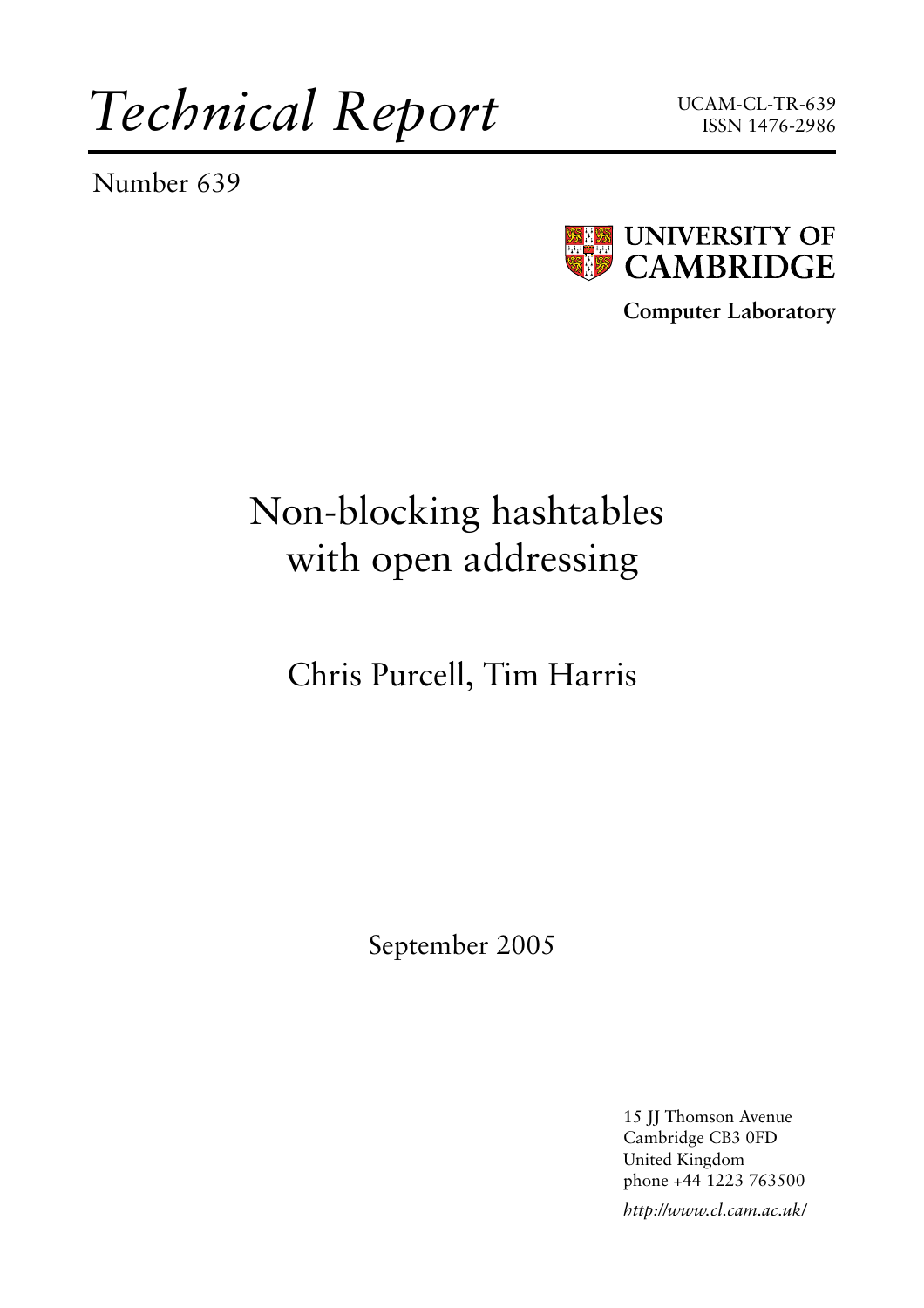# *Technical Report*

UCAM-CL-TR-639
ISSN 1476-2986

Number 639

**UNIVERSITY OF CAMBRIDGE**

**Computer Laboratory**

## Non-blocking hashtables with open addressing

Chris Purcell, Tim Harris

September 2005

15 JJ Thomson Avenue
Cambridge CB3 0FD
United Kingdom
phone +44 1223 763500

*http://www.cl.cam.ac.uk/*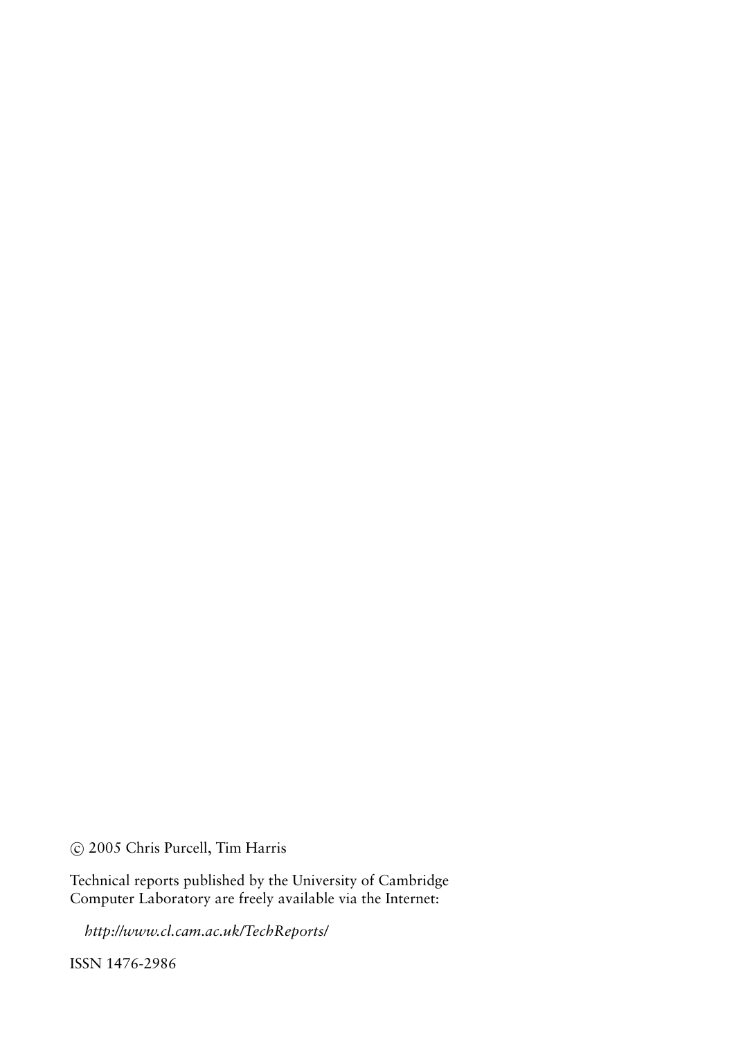© 2005 Chris Purcell, Tim Harris

Technical reports published by the University of Cambridge Computer Laboratory are freely available via the Internet:

*http://www.cl.cam.ac.uk/TechReports/*

ISSN 1476-2986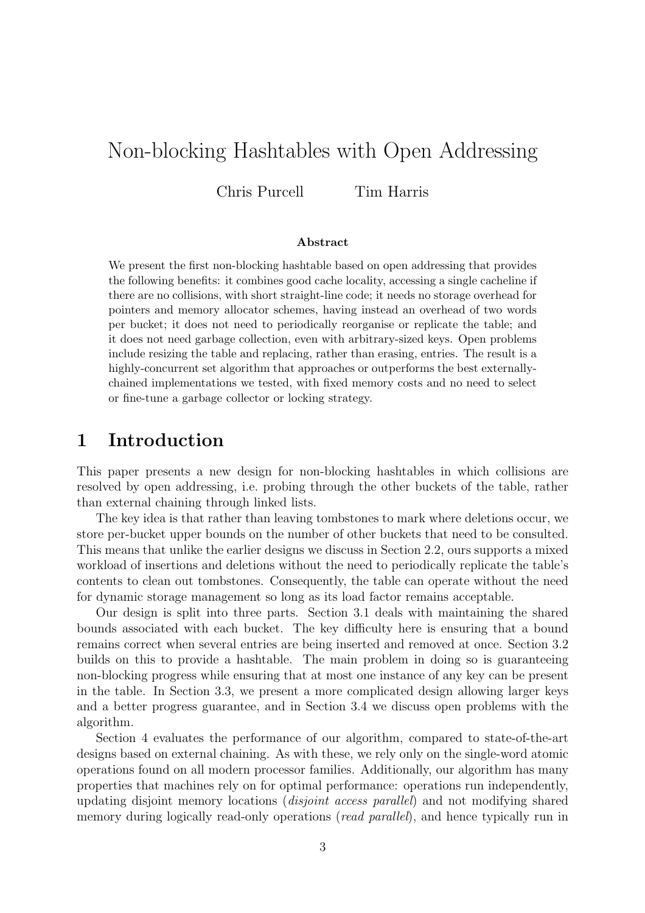# Non-blocking Hashtables with Open Addressing

Chris Purcell  Tim Harris

**Abstract**

We present the first non-blocking hashtable based on open addressing that provides the following benefits: it combines good cache locality, accessing a single cacheline if there are no collisions, with short straight-line code; it needs no storage overhead for pointers and memory allocator schemes, having instead an overhead of two words per bucket; it does not need to periodically reorganise or replicate the table; and it does not need garbage collection, even with arbitrary-sized keys. Open problems include resizing the table and replacing, rather than erasing, entries. The result is a highly-concurrent set algorithm that approaches or outperforms the best externally-chained implementations we tested, with fixed memory costs and no need to select or fine-tune a garbage collector or locking strategy.

## 1 Introduction

This paper presents a new design for non-blocking hashtables in which collisions are resolved by open addressing, i.e. probing through the other buckets of the table, rather than external chaining through linked lists.

The key idea is that rather than leaving tombstones to mark where deletions occur, we store per-bucket upper bounds on the number of other buckets that need to be consulted. This means that unlike the earlier designs we discuss in Section 2.2, ours supports a mixed workload of insertions and deletions without the need to periodically replicate the table's contents to clean out tombstones. Consequently, the table can operate without the need for dynamic storage management so long as its load factor remains acceptable.

Our design is split into three parts. Section 3.1 deals with maintaining the shared bounds associated with each bucket. The key difficulty here is ensuring that a bound remains correct when several entries are being inserted and removed at once. Section 3.2 builds on this to provide a hashtable. The main problem in doing so is guaranteeing non-blocking progress while ensuring that at most one instance of any key can be present in the table. In Section 3.3, we present a more complicated design allowing larger keys and a better progress guarantee, and in Section 3.4 we discuss open problems with the algorithm.

Section 4 evaluates the performance of our algorithm, compared to state-of-the-art designs based on external chaining. As with these, we rely only on the single-word atomic operations found on all modern processor families. Additionally, our algorithm has many properties that machines rely on for optimal performance: operations run independently, updating disjoint memory locations (*disjoint access parallel*) and not modifying shared memory during logically read-only operations (*read parallel*), and hence typically run in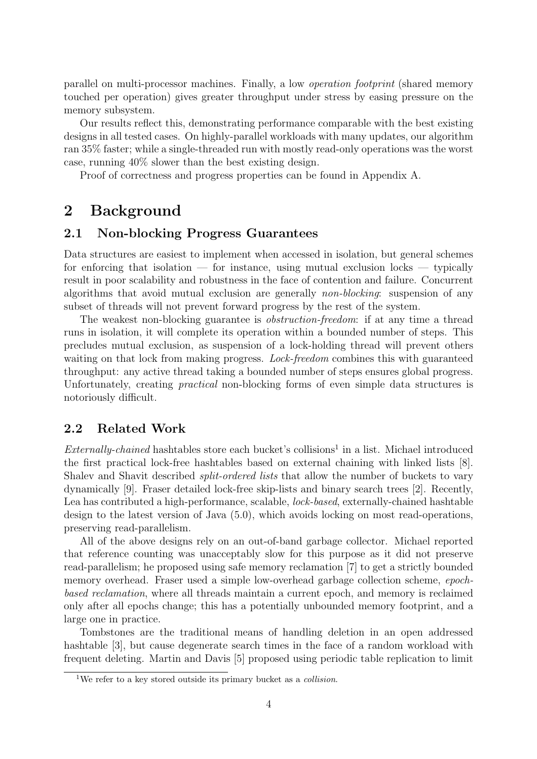parallel on multi-processor machines. Finally, a low *operation footprint* (shared memory touched per operation) gives greater throughput under stress by easing pressure on the memory subsystem.

Our results reflect this, demonstrating performance comparable with the best existing designs in all tested cases. On highly-parallel workloads with many updates, our algorithm ran 35% faster; while a single-threaded run with mostly read-only operations was the worst case, running 40% slower than the best existing design.

Proof of correctness and progress properties can be found in Appendix A.

# 2 Background

## 2.1 Non-blocking Progress Guarantees

Data structures are easiest to implement when accessed in isolation, but general schemes for enforcing that isolation — for instance, using mutual exclusion locks — typically result in poor scalability and robustness in the face of contention and failure. Concurrent algorithms that avoid mutual exclusion are generally *non-blocking*: suspension of any subset of threads will not prevent forward progress by the rest of the system.

The weakest non-blocking guarantee is *obstruction-freedom*: if at any time a thread runs in isolation, it will complete its operation within a bounded number of steps. This precludes mutual exclusion, as suspension of a lock-holding thread will prevent others waiting on that lock from making progress. *Lock-freedom* combines this with guaranteed throughput: any active thread taking a bounded number of steps ensures global progress. Unfortunately, creating *practical* non-blocking forms of even simple data structures is notoriously difficult.

## 2.2 Related Work

*Externally-chained* hashtables store each bucket's collisions[1] in a list. Michael introduced the first practical lock-free hashtables based on external chaining with linked lists [8]. Shalev and Shavit described *split-ordered lists* that allow the number of buckets to vary dynamically [9]. Fraser detailed lock-free skip-lists and binary search trees [2]. Recently, Lea has contributed a high-performance, scalable, *lock-based*, externally-chained hashtable design to the latest version of Java (5.0), which avoids locking on most read-operations, preserving read-parallelism.

All of the above designs rely on an out-of-band garbage collector. Michael reported that reference counting was unacceptably slow for this purpose as it did not preserve read-parallelism; he proposed using safe memory reclamation [7] to get a strictly bounded memory overhead. Fraser used a simple low-overhead garbage collection scheme, *epoch-based reclamation*, where all threads maintain a current epoch, and memory is reclaimed only after all epochs change; this has a potentially unbounded memory footprint, and a large one in practice.

Tombstones are the traditional means of handling deletion in an open addressed hashtable [3], but cause degenerate search times in the face of a random workload with frequent deleting. Martin and Davis [5] proposed using periodic table replication to limit

[1] We refer to a key stored outside its primary bucket as a *collision*.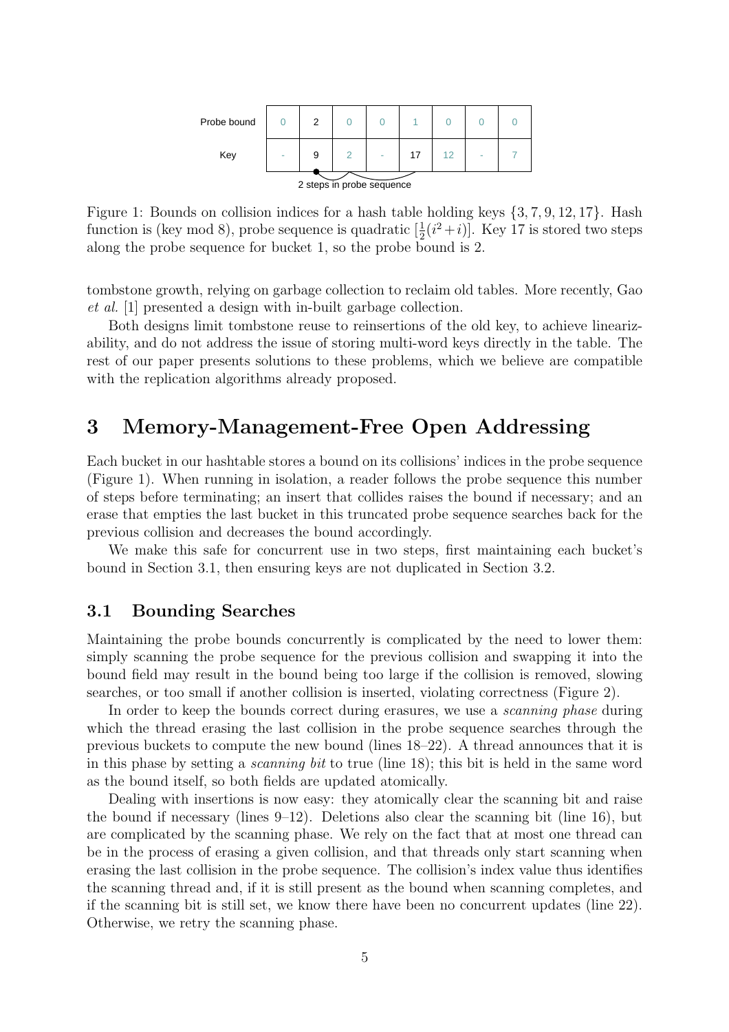| Probe bound | 0 | 2 | 0 | 0 | 1 | 0 | 0 | 0 |
|---|---|---|---|---|---|---|---|---|
| Key | - | 9 | 2 | - | 17 | 12 | - | 7 |

2 steps in probe sequence

Figure 1: Bounds on collision indices for a hash table holding keys $\{3, 7, 9, 12, 17\}$. Hash function is (key mod 8), probe sequence is quadratic $[\frac{1}{2}(i^2 + i)]$. Key 17 is stored two steps along the probe sequence for bucket 1, so the probe bound is 2.

tombstone growth, relying on garbage collection to reclaim old tables. More recently, Gao *et al.* [1] presented a design with in-built garbage collection.

Both designs limit tombstone reuse to reinsertions of the old key, to achieve linearizability, and do not address the issue of storing multi-word keys directly in the table. The rest of our paper presents solutions to these problems, which we believe are compatible with the replication algorithms already proposed.

# 3 Memory-Management-Free Open Addressing

Each bucket in our hashtable stores a bound on its collisions' indices in the probe sequence (Figure 1). When running in isolation, a reader follows the probe sequence this number of steps before terminating; an insert that collides raises the bound if necessary; and an erase that empties the last bucket in this truncated probe sequence searches back for the previous collision and decreases the bound accordingly.

We make this safe for concurrent use in two steps, first maintaining each bucket's bound in Section 3.1, then ensuring keys are not duplicated in Section 3.2.

## 3.1 Bounding Searches

Maintaining the probe bounds concurrently is complicated by the need to lower them: simply scanning the probe sequence for the previous collision and swapping it into the bound field may result in the bound being too large if the collision is removed, slowing searches, or too small if another collision is inserted, violating correctness (Figure 2).

In order to keep the bounds correct during erasures, we use a *scanning phase* during which the thread erasing the last collision in the probe sequence searches through the previous buckets to compute the new bound (lines 18–22). A thread announces that it is in this phase by setting a *scanning bit* to true (line 18); this bit is held in the same word as the bound itself, so both fields are updated atomically.

Dealing with insertions is now easy: they atomically clear the scanning bit and raise the bound if necessary (lines 9–12). Deletions also clear the scanning bit (line 16), but are complicated by the scanning phase. We rely on the fact that at most one thread can be in the process of erasing a given collision, and that threads only start scanning when erasing the last collision in the probe sequence. The collision's index value thus identifies the scanning thread and, if it is still present as the bound when scanning completes, and if the scanning bit is still set, we know there have been no concurrent updates (line 22). Otherwise, we retry the scanning phase.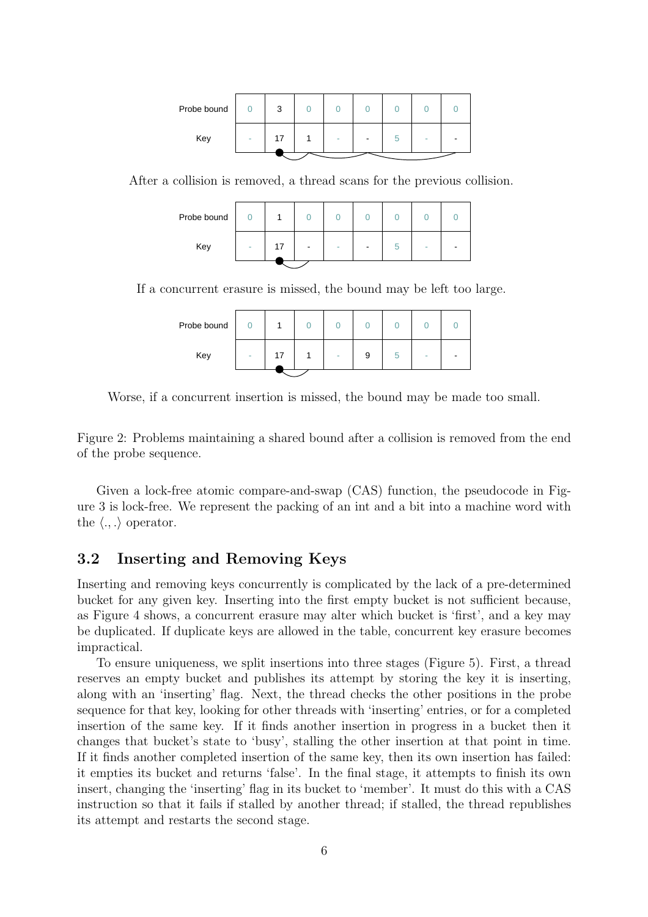| Probe bound | 0 | 3 | 0 | 0 | 0 | 0 | 0 | 0 |
|---|---|---|---|---|---|---|---|---|
| Key | - | 17 | 1 | - | - | 5 | - | - |

After a collision is removed, a thread scans for the previous collision.

| Probe bound | 0 | 1 | 0 | 0 | 0 | 0 | 0 | 0 |
|---|---|---|---|---|---|---|---|---|
| Key | - | 17 | - | - | - | 5 | - | - |

If a concurrent erasure is missed, the bound may be left too large.

| Probe bound | 0 | 1 | 0 | 0 | 0 | 0 | 0 | 0 |
|---|---|---|---|---|---|---|---|---|
| Key | - | 17 | 1 | - | 9 | 5 | - | - |

Worse, if a concurrent insertion is missed, the bound may be made too small.

Figure 2: Problems maintaining a shared bound after a collision is removed from the end of the probe sequence.

Given a lock-free atomic compare-and-swap (CAS) function, the pseudocode in Figure 3 is lock-free. We represent the packing of an int and a bit into a machine word with the $\langle ., . \rangle$ operator.

### 3.2 Inserting and Removing Keys

Inserting and removing keys concurrently is complicated by the lack of a pre-determined bucket for any given key. Inserting into the first empty bucket is not sufficient because, as Figure 4 shows, a concurrent erasure may alter which bucket is 'first', and a key may be duplicated. If duplicate keys are allowed in the table, concurrent key erasure becomes impractical.

To ensure uniqueness, we split insertions into three stages (Figure 5). First, a thread reserves an empty bucket and publishes its attempt by storing the key it is inserting, along with an 'inserting' flag. Next, the thread checks the other positions in the probe sequence for that key, looking for other threads with 'inserting' entries, or for a completed insertion of the same key. If it finds another insertion in progress in a bucket then it changes that bucket's state to 'busy', stalling the other insertion at that point in time. If it finds another completed insertion of the same key, then its own insertion has failed: it empties its bucket and returns 'false'. In the final stage, it attempts to finish its own insert, changing the 'inserting' flag in its bucket to 'member'. It must do this with a CAS instruction so that it fails if stalled by another thread; if stalled, the thread republishes its attempt and restarts the second stage.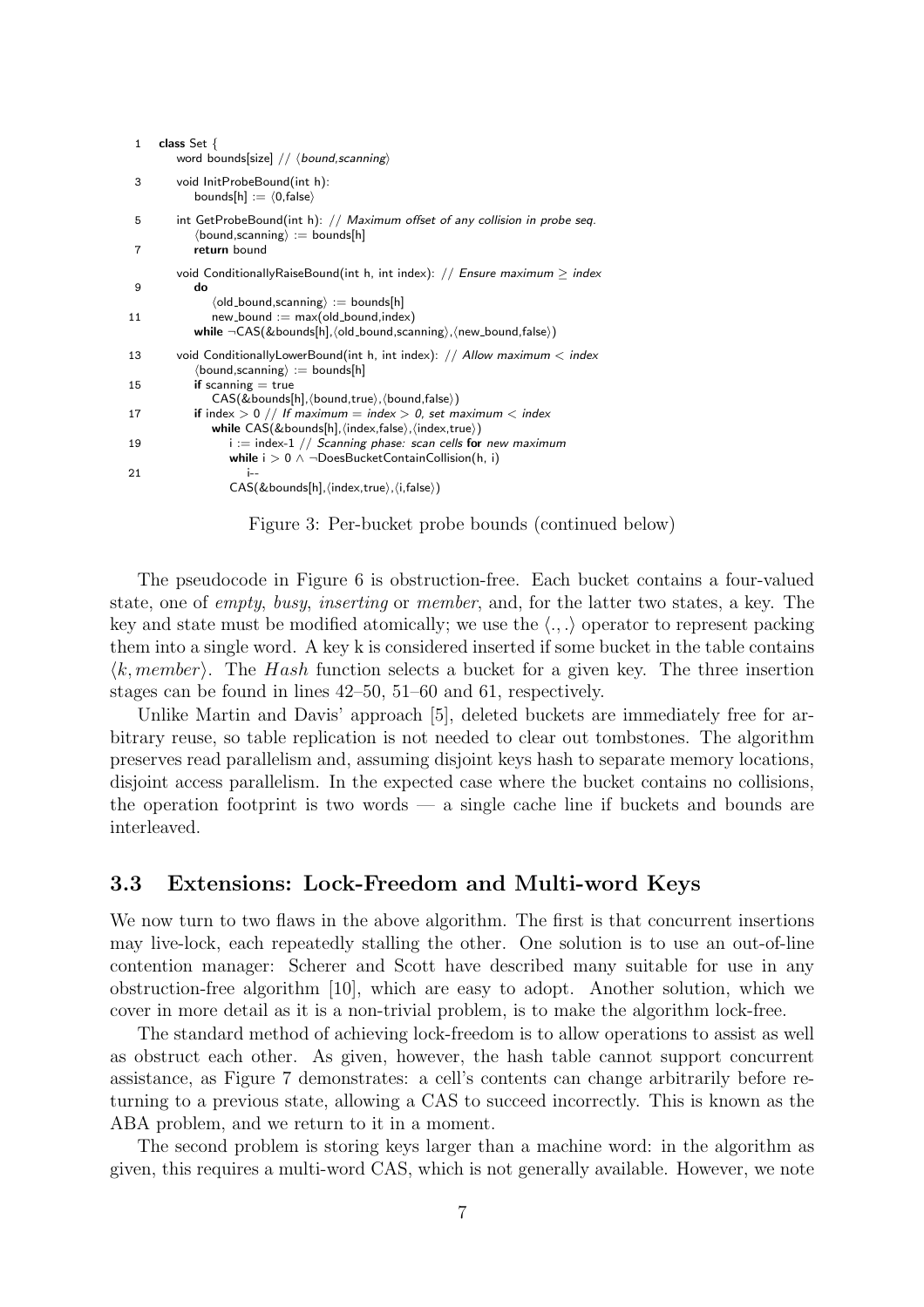```
1   class Set {
      word bounds[size] // ⟨bound,scanning⟩
3     void InitProbeBound(int h):
        bounds[h] := ⟨0,false⟩
5     int GetProbeBound(int h): // Maximum offset of any collision in probe seq.
        ⟨bound,scanning⟩ := bounds[h]
7       return bound
      void ConditionallyRaiseBound(int h, int index): // Ensure maximum ≥ index
9       do
          ⟨old_bound,scanning⟩ := bounds[h]
11        new_bound := max(old_bound,index)
        while ¬CAS(&bounds[h],⟨old_bound,scanning⟩,⟨new_bound,false⟩)
13    void ConditionallyLowerBound(int h, int index): // Allow maximum < index
        ⟨bound,scanning⟩ := bounds[h]
15      if scanning = true
          CAS(&bounds[h],⟨bound,true⟩,⟨bound,false⟩)
17      if index > 0 // If maximum = index > 0, set maximum < index
          while CAS(&bounds[h],⟨index,false⟩,⟨index,true⟩)
19          i := index-1 // Scanning phase: scan cells for new maximum
            while i > 0 ∧ ¬DoesBucketContainCollision(h, i)
21            i--
            CAS(&bounds[h],⟨index,true⟩,⟨i,false⟩)
```

Figure 3: Per-bucket probe bounds (continued below)

The pseudocode in Figure 6 is obstruction-free. Each bucket contains a four-valued state, one of *empty*, *busy*, *inserting* or *member*, and, for the latter two states, a key. The key and state must be modified atomically; we use the $\langle .,. \rangle$ operator to represent packing them into a single word. A key k is considered inserted if some bucket in the table contains $\langle k, member \rangle$. The $Hash$ function selects a bucket for a given key. The three insertion stages can be found in lines 42–50, 51–60 and 61, respectively.

Unlike Martin and Davis' approach [5], deleted buckets are immediately free for arbitrary reuse, so table replication is not needed to clear out tombstones. The algorithm preserves read parallelism and, assuming disjoint keys hash to separate memory locations, disjoint access parallelism. In the expected case where the bucket contains no collisions, the operation footprint is two words — a single cache line if buckets and bounds are interleaved.

### 3.3 Extensions: Lock-Freedom and Multi-word Keys

We now turn to two flaws in the above algorithm. The first is that concurrent insertions may live-lock, each repeatedly stalling the other. One solution is to use an out-of-line contention manager: Scherer and Scott have described many suitable for use in any obstruction-free algorithm [10], which are easy to adopt. Another solution, which we cover in more detail as it is a non-trivial problem, is to make the algorithm lock-free.

The standard method of achieving lock-freedom is to allow operations to assist as well as obstruct each other. As given, however, the hash table cannot support concurrent assistance, as Figure 7 demonstrates: a cell's contents can change arbitrarily before returning to a previous state, allowing a CAS to succeed incorrectly. This is known as the ABA problem, and we return to it in a moment.

The second problem is storing keys larger than a machine word: in the algorithm as given, this requires a multi-word CAS, which is not generally available. However, we note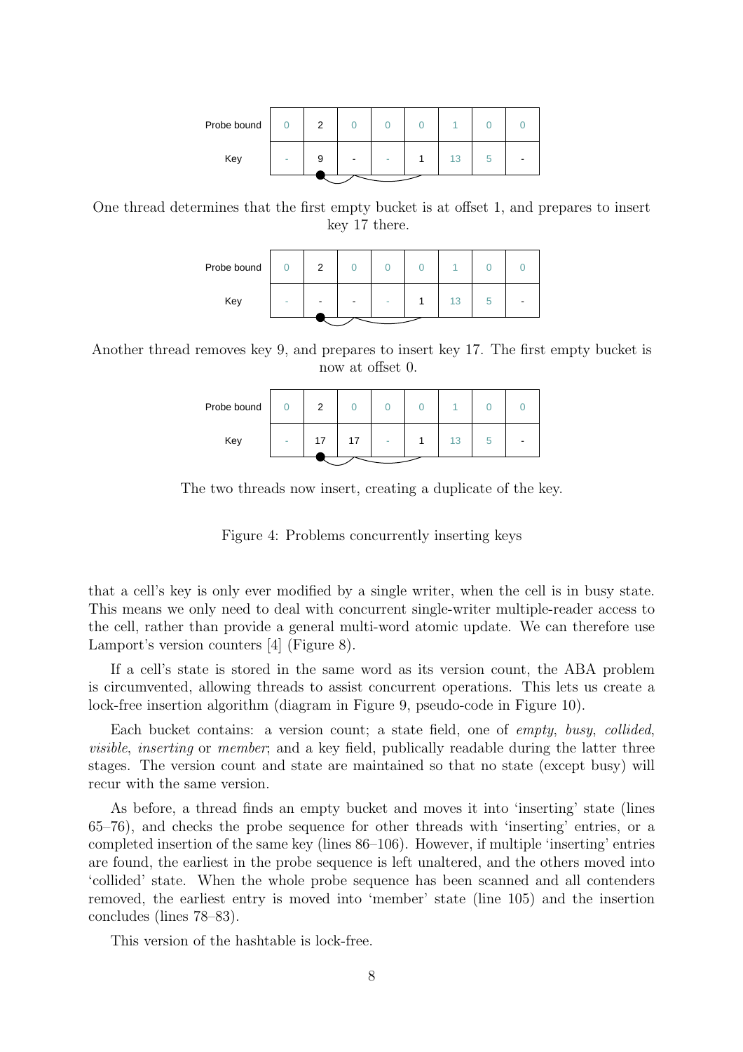| Probe bound | 0 | 2 | 0 | 0 | 0 | 1 | 0 | 0 |
|---|---|---|---|---|---|---|---|---|
| Key | - | 9 | - | - | 1 | 13 | 5 | - |

One thread determines that the first empty bucket is at offset 1, and prepares to insert key 17 there.

| Probe bound | 0 | 2 | 0 | 0 | 0 | 1 | 0 | 0 |
|---|---|---|---|---|---|---|---|---|
| Key | - | - | - | - | 1 | 13 | 5 | - |

Another thread removes key 9, and prepares to insert key 17. The first empty bucket is now at offset 0.

| Probe bound | 0 | 2 | 0 | 0 | 0 | 1 | 0 | 0 |
|---|---|---|---|---|---|---|---|---|
| Key | - | 17 | 17 | - | 1 | 13 | 5 | - |

The two threads now insert, creating a duplicate of the key.

Figure 4: Problems concurrently inserting keys

that a cell's key is only ever modified by a single writer, when the cell is in busy state. This means we only need to deal with concurrent single-writer multiple-reader access to the cell, rather than provide a general multi-word atomic update. We can therefore use Lamport's version counters [4] (Figure 8).

If a cell's state is stored in the same word as its version count, the ABA problem is circumvented, allowing threads to assist concurrent operations. This lets us create a lock-free insertion algorithm (diagram in Figure 9, pseudo-code in Figure 10).

Each bucket contains: a version count; a state field, one of *empty*, *busy*, *collided*, *visible*, *inserting* or *member*; and a key field, publically readable during the latter three stages. The version count and state are maintained so that no state (except busy) will recur with the same version.

As before, a thread finds an empty bucket and moves it into 'inserting' state (lines 65–76), and checks the probe sequence for other threads with 'inserting' entries, or a completed insertion of the same key (lines 86–106). However, if multiple 'inserting' entries are found, the earliest in the probe sequence is left unaltered, and the others moved into 'collided' state. When the whole probe sequence has been scanned and all contenders removed, the earliest entry is moved into 'member' state (line 105) and the insertion concludes (lines 78–83).

This version of the hashtable is lock-free.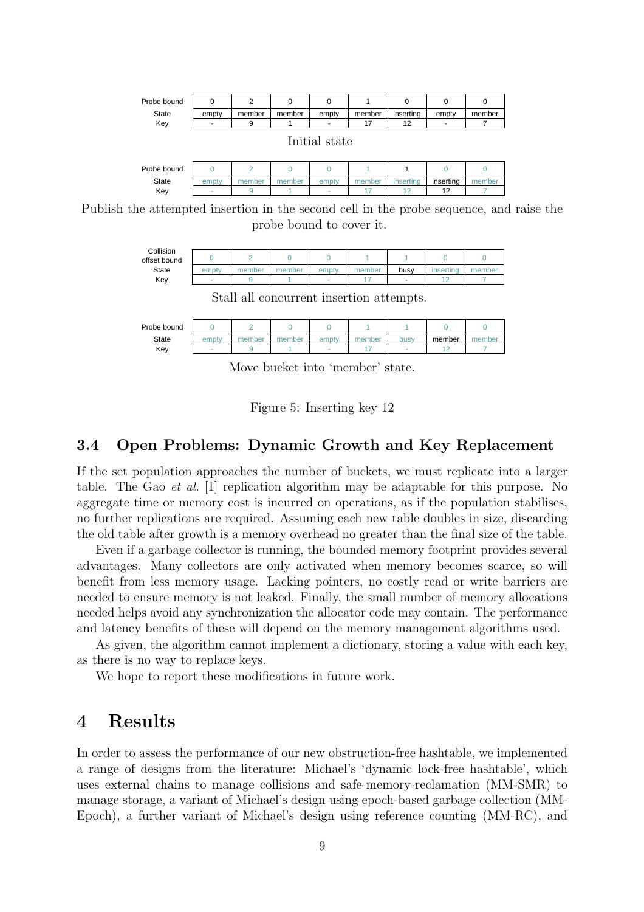| Probe bound | 0 | 2 | 0 | 0 | 1 | 0 | 0 | 0 |
|---|---|---|---|---|---|---|---|---|
| State | empty | member | member | empty | member | inserting | empty | member |
| Key | - | 9 | 1 | - | 17 | 12 | - | 7 |

Initial state

| Probe bound | 0 | 2 | 0 | 0 | 1 | 1 | 0 | 0 |
|---|---|---|---|---|---|---|---|---|
| State | empty | member | member | empty | member | inserting | inserting | member |
| Key | - | 9 | 1 | - | 17 | 12 | 12 | 7 |

Publish the attempted insertion in the second cell in the probe sequence, and raise the probe bound to cover it.

| Collision offset bound | 0 | 2 | 0 | 0 | 1 | 1 | 0 | 0 |
|---|---|---|---|---|---|---|---|---|
| State | empty | member | member | empty | member | busy | inserting | member |
| Key | - | 9 | 1 | - | 17 | - | 12 | 7 |

Stall all concurrent insertion attempts.

| Probe bound | 0 | 2 | 0 | 0 | 1 | 1 | 0 | 0 |
|---|---|---|---|---|---|---|---|---|
| State | empty | member | member | empty | member | busy | member | member |
| Key | - | 9 | 1 | - | 17 | - | 12 | 7 |

Move bucket into 'member' state.

Figure 5: Inserting key 12

### 3.4 Open Problems: Dynamic Growth and Key Replacement

If the set population approaches the number of buckets, we must replicate into a larger table. The Gao *et al.* [1] replication algorithm may be adaptable for this purpose. No aggregate time or memory cost is incurred on operations, as if the population stabilises, no further replications are required. Assuming each new table doubles in size, discarding the old table after growth is a memory overhead no greater than the final size of the table.

Even if a garbage collector is running, the bounded memory footprint provides several advantages. Many collectors are only activated when memory becomes scarce, so will benefit from less memory usage. Lacking pointers, no costly read or write barriers are needed to ensure memory is not leaked. Finally, the small number of memory allocations needed helps avoid any synchronization the allocator code may contain. The performance and latency benefits of these will depend on the memory management algorithms used.

As given, the algorithm cannot implement a dictionary, storing a value with each key, as there is no way to replace keys.

We hope to report these modifications in future work.

## 4 Results

In order to assess the performance of our new obstruction-free hashtable, we implemented a range of designs from the literature: Michael's 'dynamic lock-free hashtable', which uses external chains to manage collisions and safe-memory-reclamation (MM-SMR) to manage storage, a variant of Michael's design using epoch-based garbage collection (MM-Epoch), a further variant of Michael's design using reference counting (MM-RC), and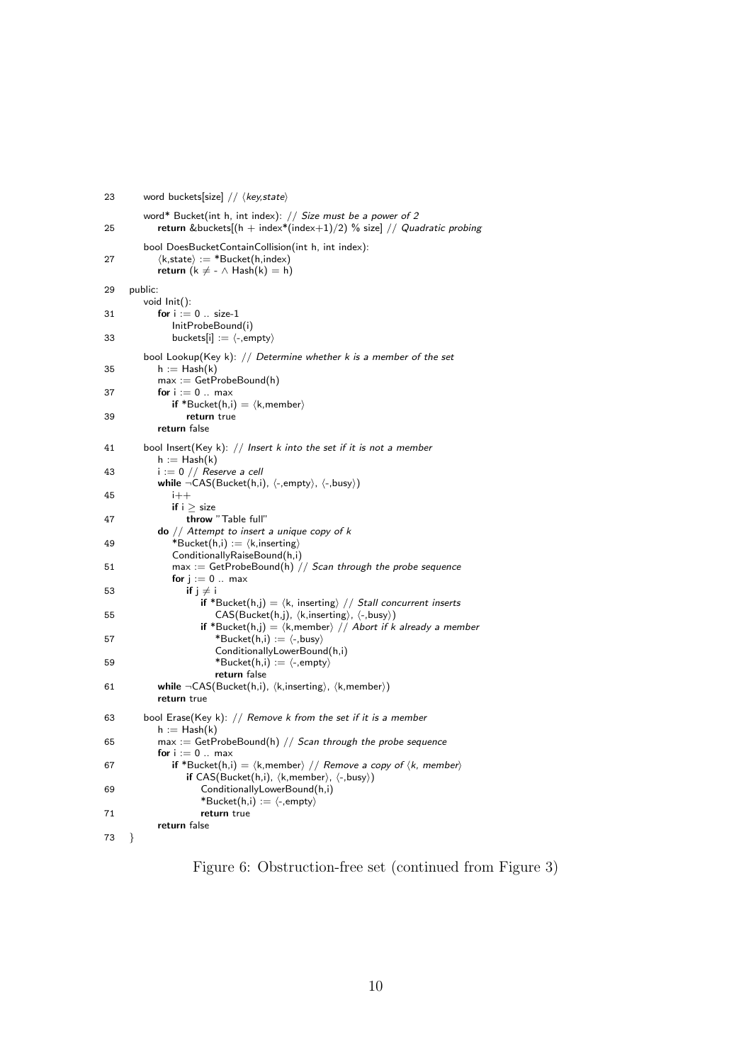```
23    word buckets[size] // ⟨key,state⟩
      word* Bucket(int h, int index): // Size must be a power of 2
25        return &buckets[(h + index*(index+1)/2) % size] // Quadratic probing
      bool DoesBucketContainCollision(int h, int index):
27        ⟨k,state⟩ := *Bucket(h,index)
          return (k ≠ - ∧ Hash(k) = h)
29  public:
      void Init():
31        for i := 0 .. size-1
              InitProbeBound(i)
33            buckets[i] := ⟨-,empty⟩
      bool Lookup(Key k): // Determine whether k is a member of the set
35        h := Hash(k)
          max := GetProbeBound(h)
37        for i := 0 .. max
              if *Bucket(h,i) = ⟨k,member⟩
39                return true
          return false
41    bool Insert(Key k): // Insert k into the set if it is not a member
          h := Hash(k)
43        i := 0 // Reserve a cell
          while ¬CAS(Bucket(h,i), ⟨-,empty⟩, ⟨-,busy⟩)
45            i++
              if i ≥ size
47                throw "Table full"
          do // Attempt to insert a unique copy of k
49            *Bucket(h,i) := ⟨k,inserting⟩
              ConditionallyRaiseBound(h,i)
51            max := GetProbeBound(h) // Scan through the probe sequence
              for j := 0 .. max
53                if j ≠ i
                      if *Bucket(h,j) = ⟨k, inserting⟩ // Stall concurrent inserts
55                        CAS(Bucket(h,j), ⟨k,inserting⟩, ⟨-,busy⟩)
                      if *Bucket(h,j) = ⟨k,member⟩ // Abort if k already a member
57                        *Bucket(h,i) := ⟨-,busy⟩
                          ConditionallyLowerBound(h,i)
59                        *Bucket(h,i) := ⟨-,empty⟩
                          return false
61        while ¬CAS(Bucket(h,i), ⟨k,inserting⟩, ⟨k,member⟩)
          return true
63    bool Erase(Key k): // Remove k from the set if it is a member
          h := Hash(k)
65        max := GetProbeBound(h) // Scan through the probe sequence
          for i := 0 .. max
67            if *Bucket(h,i) = ⟨k,member⟩ // Remove a copy of ⟨k, member⟩
                  if CAS(Bucket(h,i), ⟨k,member⟩, ⟨-,busy⟩)
69                    ConditionallyLowerBound(h,i)
                      *Bucket(h,i) := ⟨-,empty⟩
71                    return true
          return false
73  }
```

Figure 6: Obstruction-free set (continued from Figure 3)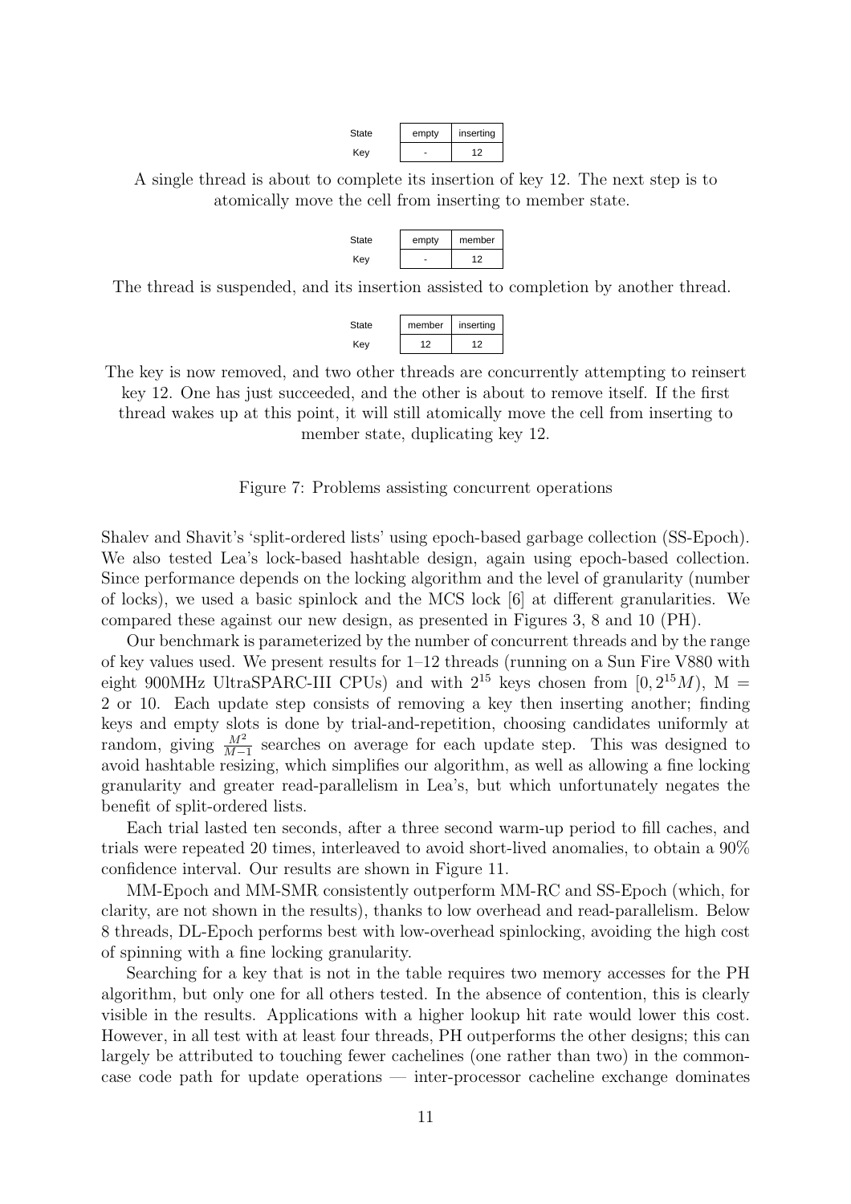| State | empty | inserting |
| --- | --- | --- |
| Key | - | 12 |

A single thread is about to complete its insertion of key 12. The next step is to atomically move the cell from inserting to member state.

| State | empty | member |
| --- | --- | --- |
| Key | - | 12 |

The thread is suspended, and its insertion assisted to completion by another thread.

| State | member | inserting |
| --- | --- | --- |
| Key | 12 | 12 |

The key is now removed, and two other threads are concurrently attempting to reinsert key 12. One has just succeeded, and the other is about to remove itself. If the first thread wakes up at this point, it will still atomically move the cell from inserting to member state, duplicating key 12.

Figure 7: Problems assisting concurrent operations

Shalev and Shavit's 'split-ordered lists' using epoch-based garbage collection (SS-Epoch). We also tested Lea's lock-based hashtable design, again using epoch-based collection. Since performance depends on the locking algorithm and the level of granularity (number of locks), we used a basic spinlock and the MCS lock [6] at different granularities. We compared these against our new design, as presented in Figures 3, 8 and 10 (PH).

Our benchmark is parameterized by the number of concurrent threads and by the range of key values used. We present results for 1–12 threads (running on a Sun Fire V880 with eight 900MHz UltraSPARC-III CPUs) and with $2^{15}$ keys chosen from $[0, 2^{15}M)$, M = 2 or 10. Each update step consists of removing a key then inserting another; finding keys and empty slots is done by trial-and-repetition, choosing candidates uniformly at random, giving $\frac{M^2}{M-1}$ searches on average for each update step. This was designed to avoid hashtable resizing, which simplifies our algorithm, as well as allowing a fine locking granularity and greater read-parallelism in Lea's, but which unfortunately negates the benefit of split-ordered lists.

Each trial lasted ten seconds, after a three second warm-up period to fill caches, and trials were repeated 20 times, interleaved to avoid short-lived anomalies, to obtain a 90% confidence interval. Our results are shown in Figure 11.

MM-Epoch and MM-SMR consistently outperform MM-RC and SS-Epoch (which, for clarity, are not shown in the results), thanks to low overhead and read-parallelism. Below 8 threads, DL-Epoch performs best with low-overhead spinlocking, avoiding the high cost of spinning with a fine locking granularity.

Searching for a key that is not in the table requires two memory accesses for the PH algorithm, but only one for all others tested. In the absence of contention, this is clearly visible in the results. Applications with a higher lookup hit rate would lower this cost. However, in all test with at least four threads, PH outperforms the other designs; this can largely be attributed to touching fewer cachelines (one rather than two) in the common-case code path for update operations — inter-processor cacheline exchange dominates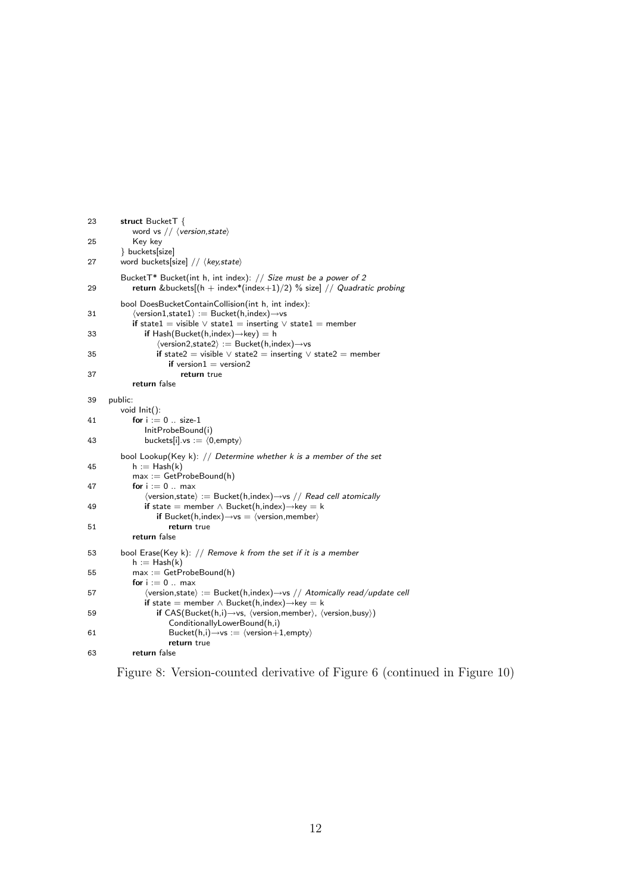```
23      struct BucketT {
            word vs // ⟨version,state⟩
25          Key key
        } buckets[size]
27      word buckets[size] // ⟨key,state⟩

        BucketT* Bucket(int h, int index): // Size must be a power of 2
29          return &buckets[(h + index*(index+1)/2) % size] // Quadratic probing

        bool DoesBucketContainCollision(int h, int index):
31          ⟨version1,state1⟩ := Bucket(h,index)→vs
            if state1 = visible ∨ state1 = inserting ∨ state1 = member
33              if Hash(Bucket(h,index)→key) = h
                    ⟨version2,state2⟩ := Bucket(h,index)→vs
35                  if state2 = visible ∨ state2 = inserting ∨ state2 = member
                        if version1 = version2
37                          return true
            return false

39  public:
        void Init():
41          for i := 0 .. size-1
                InitProbeBound(i)
43              buckets[i].vs := ⟨0,empty⟩

        bool Lookup(Key k): // Determine whether k is a member of the set
45          h := Hash(k)
            max := GetProbeBound(h)
47          for i := 0 .. max
                ⟨version,state⟩ := Bucket(h,index)→vs // Read cell atomically
49              if state = member ∧ Bucket(h,index)→key = k
                    if Bucket(h,index)→vs = ⟨version,member⟩
51                      return true
            return false

53      bool Erase(Key k): // Remove k from the set if it is a member
            h := Hash(k)
55          max := GetProbeBound(h)
            for i := 0 .. max
57              ⟨version,state⟩ := Bucket(h,index)→vs // Atomically read/update cell
                if state = member ∧ Bucket(h,index)→key = k
59                  if CAS(Bucket(h,i)→vs, ⟨version,member⟩, ⟨version,busy⟩)
                        ConditionallyLowerBound(h,i)
61                      Bucket(h,i)→vs := ⟨version+1,empty⟩
                        return true
63          return false
```

Figure 8: Version-counted derivative of Figure 6 (continued in Figure 10)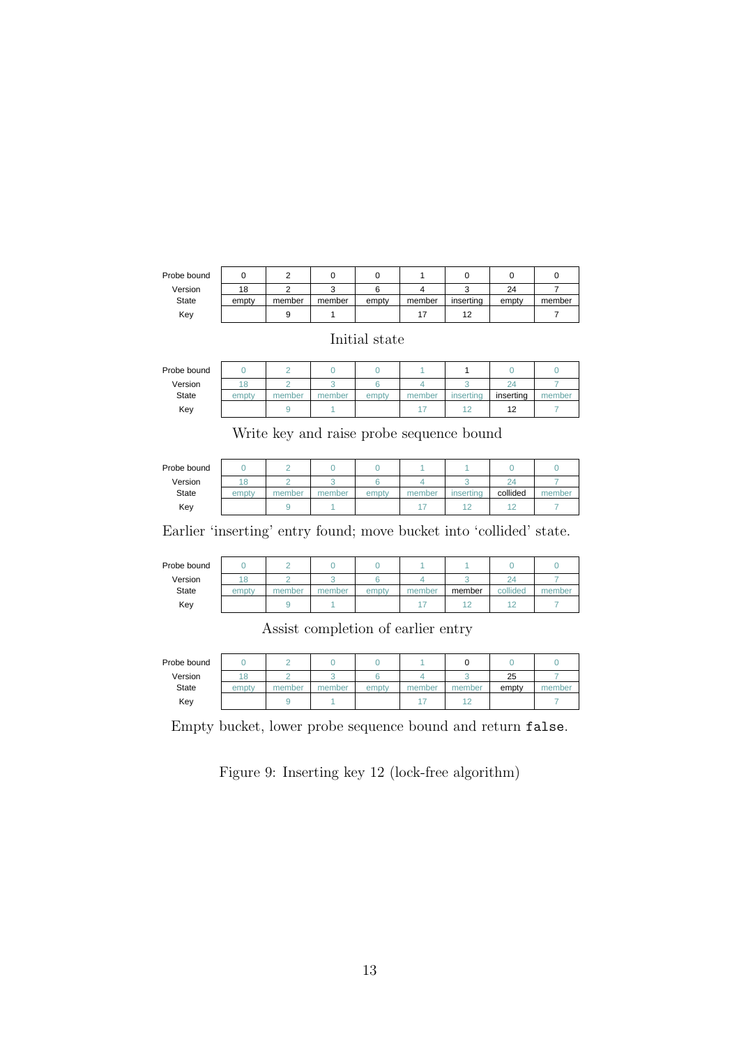| Probe bound | 0 | 2 | 0 | 0 | 1 | 0 | 0 | 0 |
|---|---|---|---|---|---|---|---|---|
| Version | 18 | 2 | 3 | 6 | 4 | 3 | 24 | 7 |
| State | empty | member | member | empty | member | inserting | empty | member |
| Key | | 9 | 1 | | 17 | 12 | | 7 |

Initial state

| Probe bound | 0 | 2 | 0 | 0 | 1 | 1 | 0 | 0 |
|---|---|---|---|---|---|---|---|---|
| Version | 18 | 2 | 3 | 6 | 4 | 3 | 24 | 7 |
| State | empty | member | member | empty | member | inserting | inserting | member |
| Key | | 9 | 1 | | 17 | 12 | 12 | 7 |

Write key and raise probe sequence bound

| Probe bound | 0 | 2 | 0 | 0 | 1 | 1 | 0 | 0 |
|---|---|---|---|---|---|---|---|---|
| Version | 18 | 2 | 3 | 6 | 4 | 3 | 24 | 7 |
| State | empty | member | member | empty | member | inserting | collided | member |
| Key | | 9 | 1 | | 17 | 12 | 12 | 7 |

Earlier 'inserting' entry found; move bucket into 'collided' state.

| Probe bound | 0 | 2 | 0 | 0 | 1 | 1 | 0 | 0 |
|---|---|---|---|---|---|---|---|---|
| Version | 18 | 2 | 3 | 6 | 4 | 3 | 24 | 7 |
| State | empty | member | member | empty | member | member | collided | member |
| Key | | 9 | 1 | | 17 | 12 | 12 | 7 |

Assist completion of earlier entry

| Probe bound | 0 | 2 | 0 | 0 | 1 | 0 | 0 | 0 |
|---|---|---|---|---|---|---|---|---|
| Version | 18 | 2 | 3 | 6 | 4 | 3 | 25 | 7 |
| State | empty | member | member | empty | member | member | empty | member |
| Key | | 9 | 1 | | 17 | 12 | | 7 |

Empty bucket, lower probe sequence bound and return `false`.

Figure 9: Inserting key 12 (lock-free algorithm)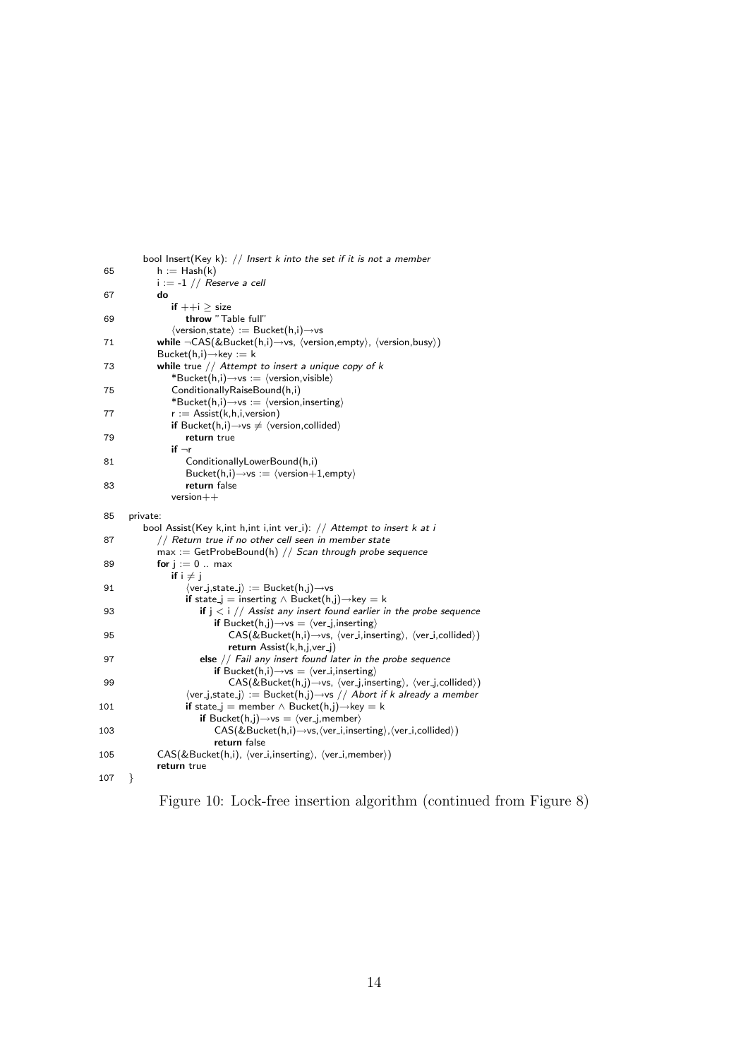```
     bool Insert(Key k): // Insert k into the set if it is not a member
65       h := Hash(k)
         i := -1 // Reserve a cell
67       do
             if ++i ≥ size
69               throw "Table full"
             ⟨version,state⟩ := Bucket(h,i)→vs
71       while ¬CAS(&Bucket(h,i)→vs, ⟨version,empty⟩, ⟨version,busy⟩)
         Bucket(h,i)→key := k
73       while true // Attempt to insert a unique copy of k
             *Bucket(h,i)→vs := ⟨version,visible⟩
75           ConditionallyRaiseBound(h,i)
             *Bucket(h,i)→vs := ⟨version,inserting⟩
77           r := Assist(k,h,i,version)
             if Bucket(h,i)→vs ≠ ⟨version,collided⟩
79               return true
             if ¬r
81               ConditionallyLowerBound(h,i)
                 Bucket(h,i)→vs := ⟨version+1,empty⟩
83               return false
             version++

85   private:
     bool Assist(Key k,int h,int i,int ver_i): // Attempt to insert k at i
87       // Return true if no other cell seen in member state
         max := GetProbeBound(h) // Scan through probe sequence
89       for j := 0 .. max
             if i ≠ j
91               ⟨ver_j,state_j⟩ := Bucket(h,j)→vs
                 if state_j = inserting ∧ Bucket(h,j)→key = k
93                   if j < i // Assist any insert found earlier in the probe sequence
                         if Bucket(h,j)→vs = ⟨ver_j,inserting⟩
95                           CAS(&Bucket(h,i)→vs, ⟨ver_i,inserting⟩, ⟨ver_i,collided⟩)
                             return Assist(k,h,j,ver_j)
97                   else // Fail any insert found later in the probe sequence
                         if Bucket(h,i)→vs = ⟨ver_i,inserting⟩
99                           CAS(&Bucket(h,j)→vs, ⟨ver_j,inserting⟩, ⟨ver_j,collided⟩)
                 ⟨ver_j,state_j⟩ := Bucket(h,j)→vs // Abort if k already a member
101              if state_j = member ∧ Bucket(h,j)→key = k
                     if Bucket(h,j)→vs = ⟨ver_j,member⟩
103                      CAS(&Bucket(h,i)→vs,⟨ver_i,inserting⟩,⟨ver_i,collided⟩)
                         return false
105      CAS(&Bucket(h,i), ⟨ver_i,inserting⟩, ⟨ver_i,member⟩)
         return true
107  }
```

Figure 10: Lock-free insertion algorithm (continued from Figure 8)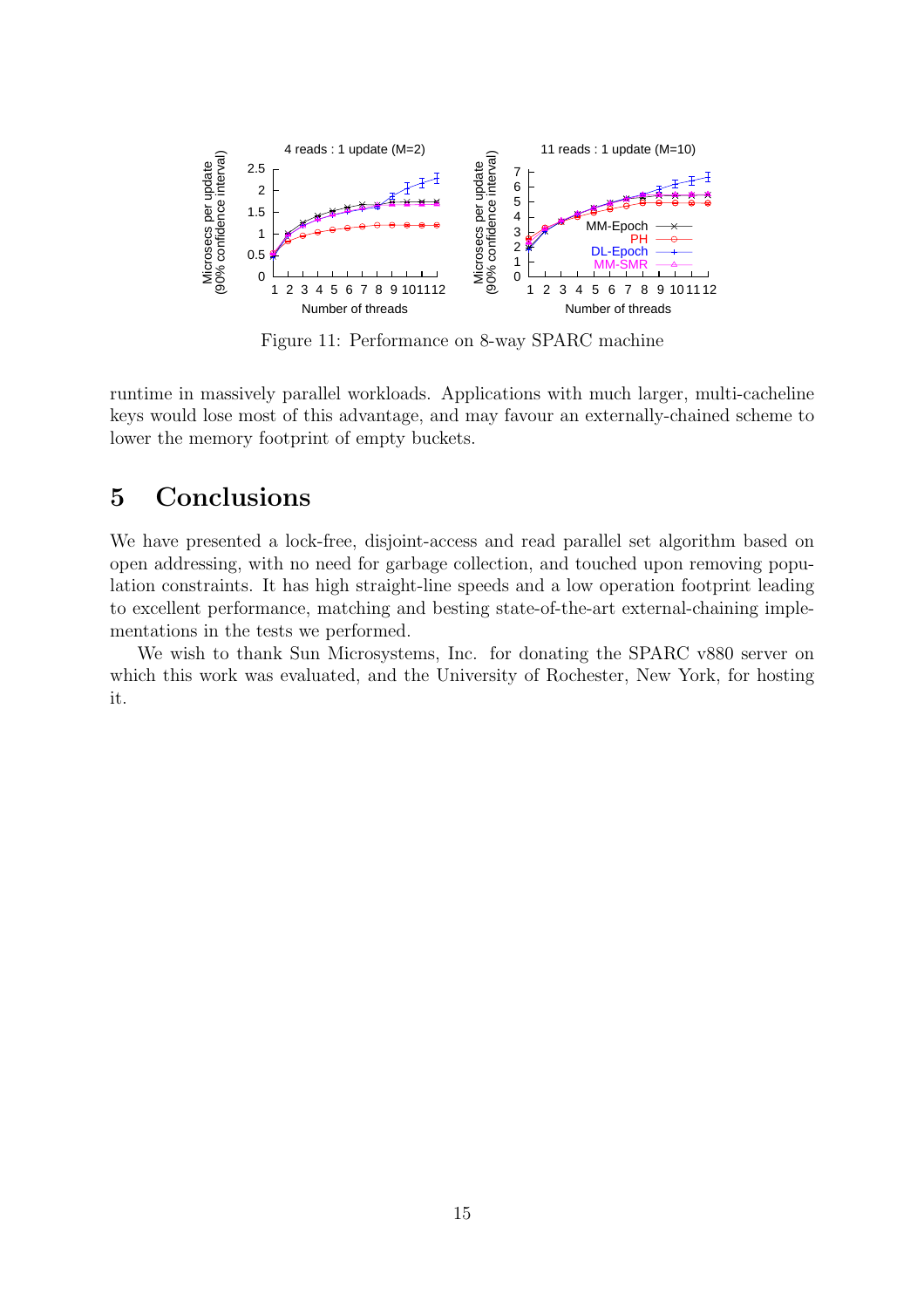Figure 11: Performance on 8-way SPARC machine

runtime in massively parallel workloads. Applications with much larger, multi-cacheline keys would lose most of this advantage, and may favour an externally-chained scheme to lower the memory footprint of empty buckets.

## 5 Conclusions

We have presented a lock-free, disjoint-access and read parallel set algorithm based on open addressing, with no need for garbage collection, and touched upon removing population constraints. It has high straight-line speeds and a low operation footprint leading to excellent performance, matching and besting state-of-the-art external-chaining implementations in the tests we performed.

We wish to thank Sun Microsystems, Inc. for donating the SPARC v880 server on which this work was evaluated, and the University of Rochester, New York, for hosting it.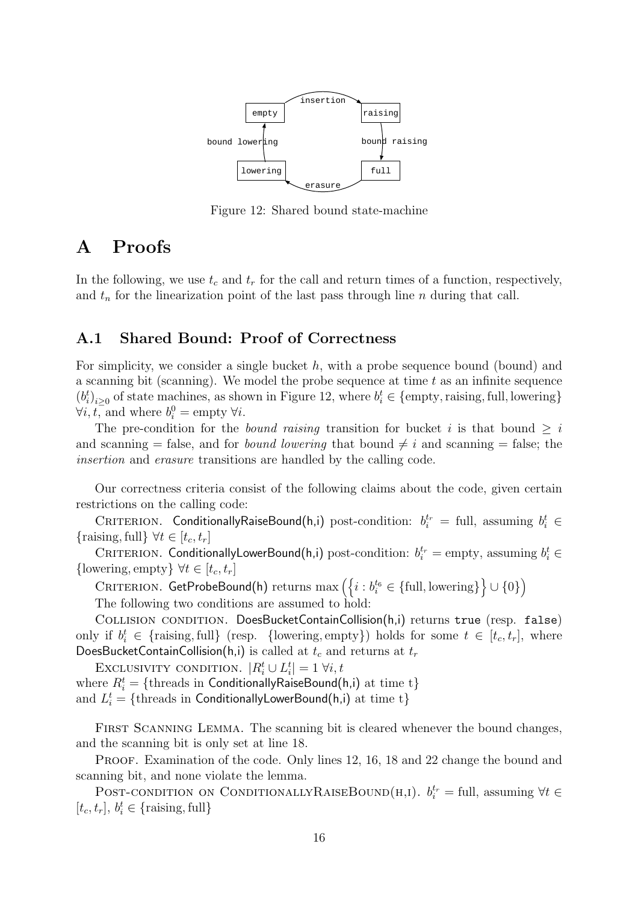Figure 12: Shared bound state-machine

# A Proofs

In the following, we use $t_c$ and $t_r$ for the call and return times of a function, respectively, and $t_n$ for the linearization point of the last pass through line $n$ during that call.

## A.1 Shared Bound: Proof of Correctness

For simplicity, we consider a single bucket $h$, with a probe sequence bound (bound) and a scanning bit (scanning). We model the probe sequence at time $t$ as an infinite sequence $(b_i^t)_{i\geq 0}$ of state machines, as shown in Figure 12, where $b_i^t \in \{\text{empty}, \text{raising}, \text{full}, \text{lowering}\}$ $\forall i, t$, and where $b_i^0 = \text{empty}$ $\forall i$.

The pre-condition for the *bound raising* transition for bucket $i$ is that bound $\geq i$ and scanning = false, and for *bound lowering* that bound $\neq i$ and scanning = false; the *insertion* and *erasure* transitions are handled by the calling code.

Our correctness criteria consist of the following claims about the code, given certain restrictions on the calling code:

Criterion. ConditionallyRaiseBound(h,i) post-condition: $b_i^{t_r} = \text{full}$, assuming $b_i^t \in \{\text{raising}, \text{full}\}$ $\forall t \in [t_c, t_r]$

Criterion. ConditionallyLowerBound(h,i) post-condition: $b_i^{t_r} = \text{empty}$, assuming $b_i^t \in \{\text{lowering}, \text{empty}\}$ $\forall t \in [t_c, t_r]$

Criterion. GetProbeBound(h) returns $\max\left(\left\{i : b_i^{t_6} \in \{\text{full}, \text{lowering}\}\right\} \cup \{0\}\right)$

The following two conditions are assumed to hold:

Collision condition. DoesBucketContainCollision(h,i) returns `true` (resp. `false`) only if $b_i^t \in \{\text{raising}, \text{full}\}$ (resp. $\{\text{lowering}, \text{empty}\}$) holds for some $t \in [t_c, t_r]$, where DoesBucketContainCollision(h,i) is called at $t_c$ and returns at $t_r$

Exclusivity condition. $|R_i^t \cup L_i^t| = 1$ $\forall i, t$
where $R_i^t = \{\text{threads in ConditionallyRaiseBound(h,i) at time t}\}$
and $L_i^t = \{\text{threads in ConditionallyLowerBound(h,i) at time t}\}$

First Scanning Lemma. The scanning bit is cleared whenever the bound changes, and the scanning bit is only set at line 18.

Proof. Examination of the code. Only lines 12, 16, 18 and 22 change the bound and scanning bit, and none violate the lemma.

Post-condition on ConditionallyRaiseBound(h,i). $b_i^{t_r} = \text{full}$, assuming $\forall t \in [t_c, t_r]$, $b_i^t \in \{\text{raising}, \text{full}\}$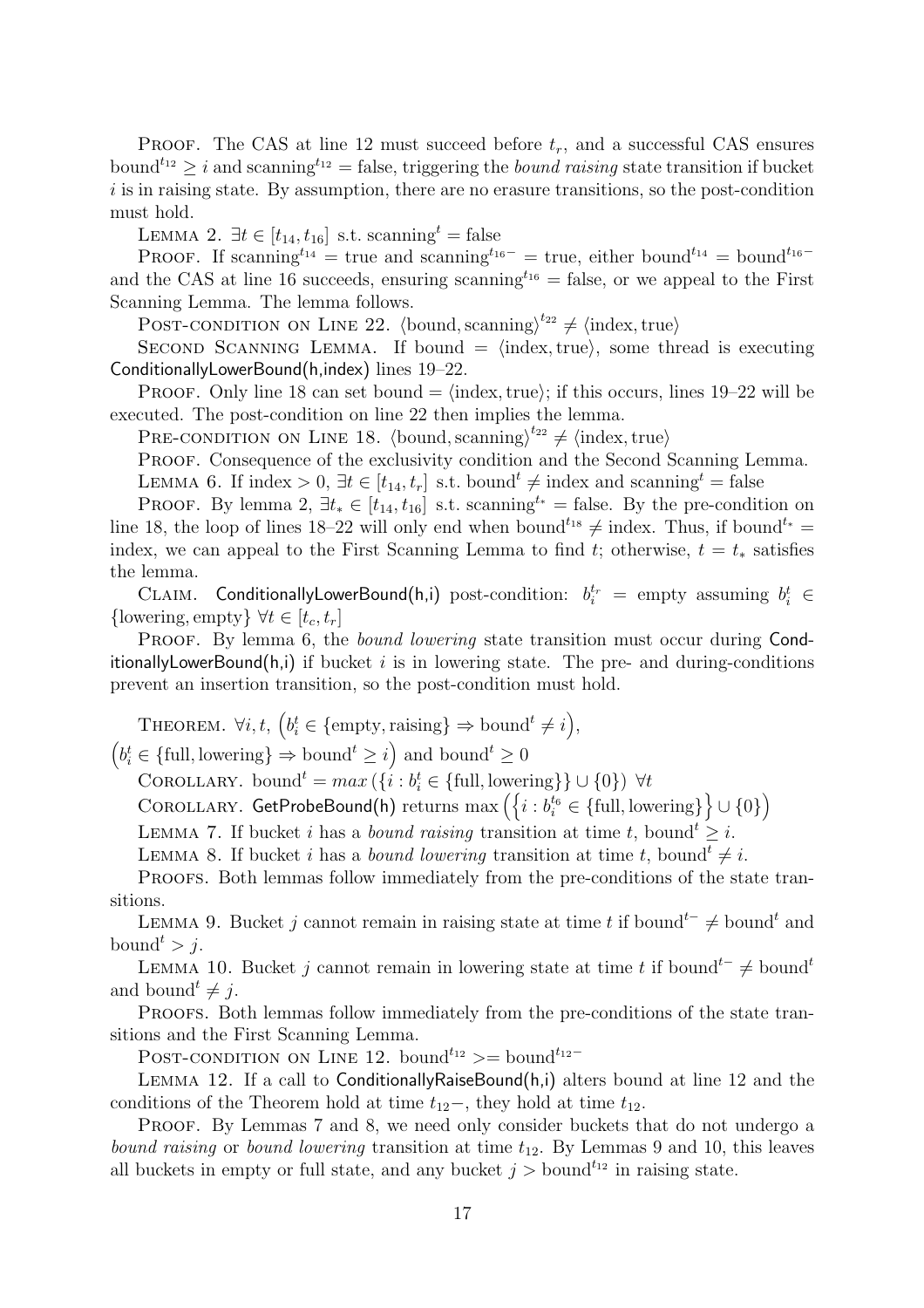Proof. The CAS at line 12 must succeed before $t_r$, and a successful CAS ensures $\text{bound}^{t_{12}} \geq i$ and $\text{scanning}^{t_{12}} = \text{false}$, triggering the *bound raising* state transition if bucket $i$ is in raising state. By assumption, there are no erasure transitions, so the post-condition must hold.

Lemma 2. $\exists t \in [t_{14}, t_{16}]$ s.t. $\text{scanning}^t = \text{false}$

Proof. If $\text{scanning}^{t_{14}} = \text{true}$ and $\text{scanning}^{t_{16}-} = \text{true}$, either $\text{bound}^{t_{14}} = \text{bound}^{t_{16}-}$ and the CAS at line 16 succeeds, ensuring $\text{scanning}^{t_{16}} = \text{false}$, or we appeal to the First Scanning Lemma. The lemma follows.

Post-condition on Line 22. $\langle \text{bound}, \text{scanning} \rangle^{t_{22}} \neq \langle \text{index}, \text{true} \rangle$

Second Scanning Lemma. If bound $= \langle \text{index}, \text{true} \rangle$, some thread is executing ConditionallyLowerBound(h,index) lines 19–22.

Proof. Only line 18 can set bound $= \langle \text{index}, \text{true} \rangle$; if this occurs, lines 19–22 will be executed. The post-condition on line 22 then implies the lemma.

Pre-condition on Line 18. $\langle \text{bound}, \text{scanning} \rangle^{t_{22}} \neq \langle \text{index}, \text{true} \rangle$

Proof. Consequence of the exclusivity condition and the Second Scanning Lemma.

Lemma 6. If index $> 0$, $\exists t \in [t_{14}, t_r]$ s.t. $\text{bound}^t \neq \text{index}$ and $\text{scanning}^t = \text{false}$

Proof. By lemma 2, $\exists t_* \in [t_{14}, t_{16}]$ s.t. $\text{scanning}^{t_*} = \text{false}$. By the pre-condition on line 18, the loop of lines 18–22 will only end when $\text{bound}^{t_{18}} \neq \text{index}$. Thus, if $\text{bound}^{t_*} = \text{index}$, we can appeal to the First Scanning Lemma to find $t$; otherwise, $t = t_*$ satisfies the lemma.

Claim. ConditionallyLowerBound(h,i) post-condition: $b_i^{t_r} = \text{empty}$ assuming $b_i^t \in \{\text{lowering}, \text{empty}\}$ $\forall t \in [t_c, t_r]$

Proof. By lemma 6, the *bound lowering* state transition must occur during ConditionallyLowerBound(h,i) if bucket $i$ is in lowering state. The pre- and during-conditions prevent an insertion transition, so the post-condition must hold.

Theorem. $\forall i, t, \left(b_i^t \in \{\text{empty}, \text{raising}\} \Rightarrow \text{bound}^t \neq i\right)$, $\left(b_i^t \in \{\text{full}, \text{lowering}\} \Rightarrow \text{bound}^t \geq i\right)$ and $\text{bound}^t \geq 0$

Corollary. $\text{bound}^t = max\left(\{i : b_i^t \in \{\text{full}, \text{lowering}\}\} \cup \{0\}\right)$ $\forall t$

Corollary. GetProbeBound(h) returns $\max\left(\left\{i : b_i^{t_6} \in \{\text{full}, \text{lowering}\}\right\} \cup \{0\}\right)$

Lemma 7. If bucket $i$ has a *bound raising* transition at time $t$, $\text{bound}^t \geq i$.

Lemma 8. If bucket $i$ has a *bound lowering* transition at time $t$, $\text{bound}^t \neq i$.

Proofs. Both lemmas follow immediately from the pre-conditions of the state transitions.

Lemma 9. Bucket $j$ cannot remain in raising state at time $t$ if $\text{bound}^{t-} \neq \text{bound}^t$ and $\text{bound}^t > j$.

Lemma 10. Bucket $j$ cannot remain in lowering state at time $t$ if $\text{bound}^{t-} \neq \text{bound}^t$ and $\text{bound}^t \neq j$.

Proofs. Both lemmas follow immediately from the pre-conditions of the state transitions and the First Scanning Lemma.

Post-condition on Line 12. $\text{bound}^{t_{12}} >= \text{bound}^{t_{12}-}$

Lemma 12. If a call to ConditionallyRaiseBound(h,i) alters bound at line 12 and the conditions of the Theorem hold at time $t_{12}-$, they hold at time $t_{12}$.

Proof. By Lemmas 7 and 8, we need only consider buckets that do not undergo a *bound raising* or *bound lowering* transition at time $t_{12}$. By Lemmas 9 and 10, this leaves all buckets in empty or full state, and any bucket $j > \text{bound}^{t_{12}}$ in raising state.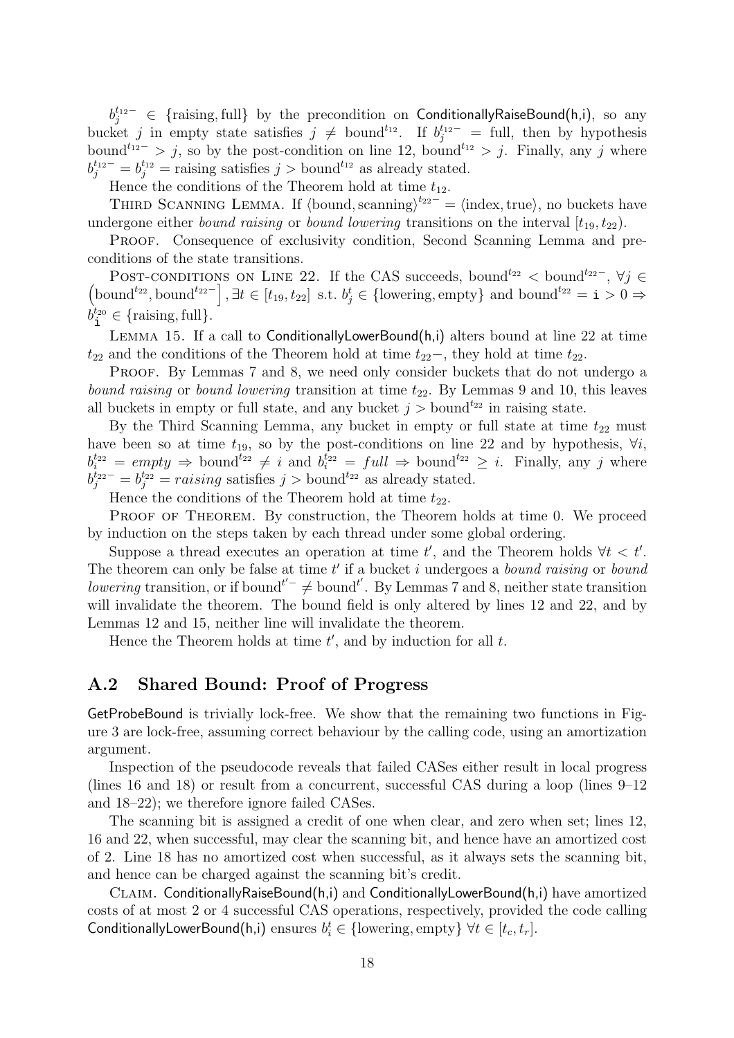$b_j^{t_{12}-} \in \{\text{raising}, \text{full}\}$ by the precondition on ConditionallyRaiseBound(h,i), so any bucket $j$ in empty state satisfies $j \neq \text{bound}^{t_{12}}$. If $b_j^{t_{12}-} = \text{full}$, then by hypothesis $\text{bound}^{t_{12}-} > j$, so by the post-condition on line 12, $\text{bound}^{t_{12}} > j$. Finally, any $j$ where $b_j^{t_{12}-} = b_j^{t_{12}} = \text{raising}$ satisfies $j > \text{bound}^{t_{12}}$ as already stated.

Hence the conditions of the Theorem hold at time $t_{12}$.

Third Scanning Lemma. If $\langle\text{bound}, \text{scanning}\rangle^{t_{22}-} = \langle\text{index}, \text{true}\rangle$, no buckets have undergone either *bound raising* or *bound lowering* transitions on the interval $[t_{19}, t_{22})$.

Proof. Consequence of exclusivity condition, Second Scanning Lemma and preconditions of the state transitions.

Post-conditions on Line 22. If the CAS succeeds, $\text{bound}^{t_{22}} < \text{bound}^{t_{22}-}$, $\forall j \in \left(\text{bound}^{t_{22}}, \text{bound}^{t_{22}-}\right], \exists t \in [t_{19}, t_{22}]$ s.t. $b_j^t \in \{\text{lowering}, \text{empty}\}$ and $\text{bound}^{t_{22}} = \texttt{i} > 0 \Rightarrow b_{\texttt{i}}^{t_{20}} \in \{\text{raising}, \text{full}\}$.

Lemma 15. If a call to ConditionallyLowerBound(h,i) alters bound at line 22 at time $t_{22}$ and the conditions of the Theorem hold at time $t_{22}-$, they hold at time $t_{22}$.

Proof. By Lemmas 7 and 8, we need only consider buckets that do not undergo a *bound raising* or *bound lowering* transition at time $t_{22}$. By Lemmas 9 and 10, this leaves all buckets in empty or full state, and any bucket $j > \text{bound}^{t_{22}}$ in raising state.

By the Third Scanning Lemma, any bucket in empty or full state at time $t_{22}$ must have been so at time $t_{19}$, so by the post-conditions on line 22 and by hypothesis, $\forall i$, $b_i^{t_{22}} = \mathit{empty} \Rightarrow \text{bound}^{t_{22}} \neq i$ and $b_i^{t_{22}} = \mathit{full} \Rightarrow \text{bound}^{t_{22}} \geq i$. Finally, any $j$ where $b_j^{t_{22}-} = b_j^{t_{22}} = \mathit{raising}$ satisfies $j > \text{bound}^{t_{22}}$ as already stated.

Hence the conditions of the Theorem hold at time $t_{22}$.

Proof of Theorem. By construction, the Theorem holds at time 0. We proceed by induction on the steps taken by each thread under some global ordering.

Suppose a thread executes an operation at time $t'$, and the Theorem holds $\forall t < t'$. The theorem can only be false at time $t'$ if a bucket $i$ undergoes a *bound raising* or *bound lowering* transition, or if $\text{bound}^{t'-} \neq \text{bound}^{t'}$. By Lemmas 7 and 8, neither state transition will invalidate the theorem. The bound field is only altered by lines 12 and 22, and by Lemmas 12 and 15, neither line will invalidate the theorem.

Hence the Theorem holds at time $t'$, and by induction for all $t$.

## A.2 Shared Bound: Proof of Progress

GetProbeBound is trivially lock-free. We show that the remaining two functions in Figure 3 are lock-free, assuming correct behaviour by the calling code, using an amortization argument.

Inspection of the pseudocode reveals that failed CASes either result in local progress (lines 16 and 18) or result from a concurrent, successful CAS during a loop (lines 9–12 and 18–22); we therefore ignore failed CASes.

The scanning bit is assigned a credit of one when clear, and zero when set; lines 12, 16 and 22, when successful, may clear the scanning bit, and hence have an amortized cost of 2. Line 18 has no amortized cost when successful, as it always sets the scanning bit, and hence can be charged against the scanning bit's credit.

Claim. ConditionallyRaiseBound(h,i) and ConditionallyLowerBound(h,i) have amortized costs of at most 2 or 4 successful CAS operations, respectively, provided the code calling ConditionallyLowerBound(h,i) ensures $b_i^t \in \{\text{lowering}, \text{empty}\}\ \forall t \in [t_c, t_r]$.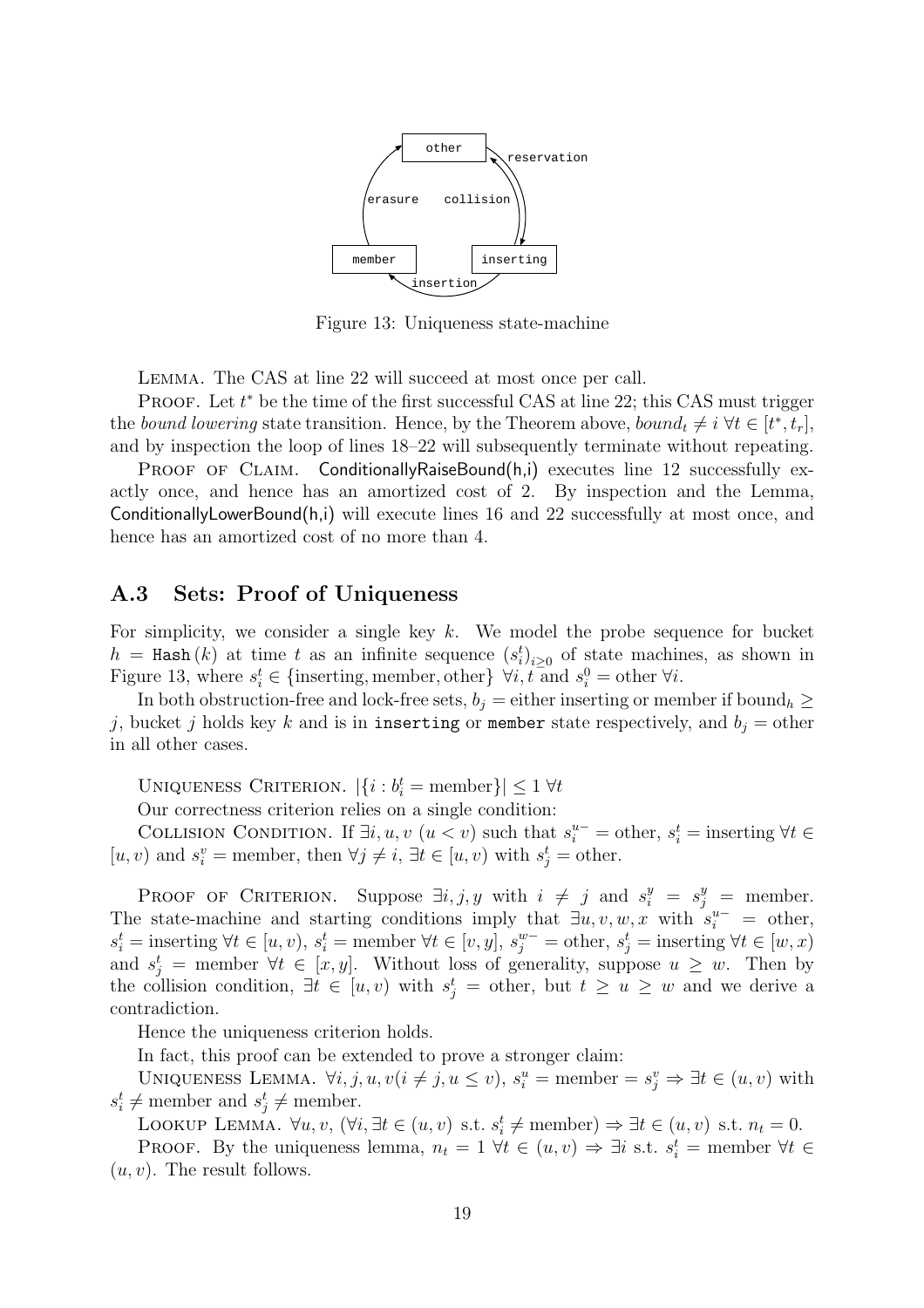Figure 13: Uniqueness state-machine

LEMMA. The CAS at line 22 will succeed at most once per call.

PROOF. Let $t^*$ be the time of the first successful CAS at line 22; this CAS must trigger the *bound lowering* state transition. Hence, by the Theorem above, $bound_t \neq i \; \forall t \in [t^*, t_r]$, and by inspection the loop of lines 18–22 will subsequently terminate without repeating.

PROOF OF CLAIM. ConditionallyRaiseBound(h,i) executes line 12 successfully exactly once, and hence has an amortized cost of 2. By inspection and the Lemma, ConditionallyLowerBound(h,i) will execute lines 16 and 22 successfully at most once, and hence has an amortized cost of no more than 4.

## A.3 Sets: Proof of Uniqueness

For simplicity, we consider a single key $k$. We model the probe sequence for bucket $h = \texttt{Hash}(k)$ at time $t$ as an infinite sequence $(s_i^t)_{i \geq 0}$ of state machines, as shown in Figure 13, where $s_i^t \in \{\text{inserting}, \text{member}, \text{other}\} \; \forall i, t$ and $s_i^0 = \text{other} \; \forall i$.

In both obstruction-free and lock-free sets, $b_j =$ either inserting or member if $\text{bound}_h \geq j$, bucket $j$ holds key $k$ and is in `inserting` or `member` state respectively, and $b_j = \text{other}$ in all other cases.

UNIQUENESS CRITERION. $|\{i : b_i^t = \text{member}\}| \leq 1 \; \forall t$

Our correctness criterion relies on a single condition:

COLLISION CONDITION. If $\exists i, u, v \; (u < v)$ such that $s_i^{u-} = \text{other}$, $s_i^t = \text{inserting} \; \forall t \in [u, v)$ and $s_i^v = \text{member}$, then $\forall j \neq i$, $\exists t \in [u, v)$ with $s_j^t = \text{other}$.

PROOF OF CRITERION. Suppose $\exists i, j, y$ with $i \neq j$ and $s_i^y = s_j^y = \text{member}$. The state-machine and starting conditions imply that $\exists u, v, w, x$ with $s_i^{u-} = \text{other}$, $s_i^t = \text{inserting} \; \forall t \in [u, v)$, $s_i^t = \text{member} \; \forall t \in [v, y]$, $s_j^{w-} = \text{other}$, $s_j^t = \text{inserting} \; \forall t \in [w, x)$ and $s_j^t = \text{member} \; \forall t \in [x, y]$. Without loss of generality, suppose $u \geq w$. Then by the collision condition, $\exists t \in [u, v)$ with $s_j^t = \text{other}$, but $t \geq u \geq w$ and we derive a contradiction.

Hence the uniqueness criterion holds.

In fact, this proof can be extended to prove a stronger claim:

UNIQUENESS LEMMA. $\forall i, j, u, v (i \neq j, u \leq v)$, $s_i^u = \text{member} = s_j^v \Rightarrow \exists t \in (u, v)$ with $s_i^t \neq \text{member}$ and $s_j^t \neq \text{member}$.

LOOKUP LEMMA. $\forall u, v, \; (\forall i, \exists t \in (u, v) \text{ s.t. } s_i^t \neq \text{member}) \Rightarrow \exists t \in (u, v) \text{ s.t. } n_t = 0$.

PROOF. By the uniqueness lemma, $n_t = 1 \; \forall t \in (u, v) \Rightarrow \exists i \text{ s.t. } s_i^t = \text{member} \; \forall t \in (u, v)$. The result follows.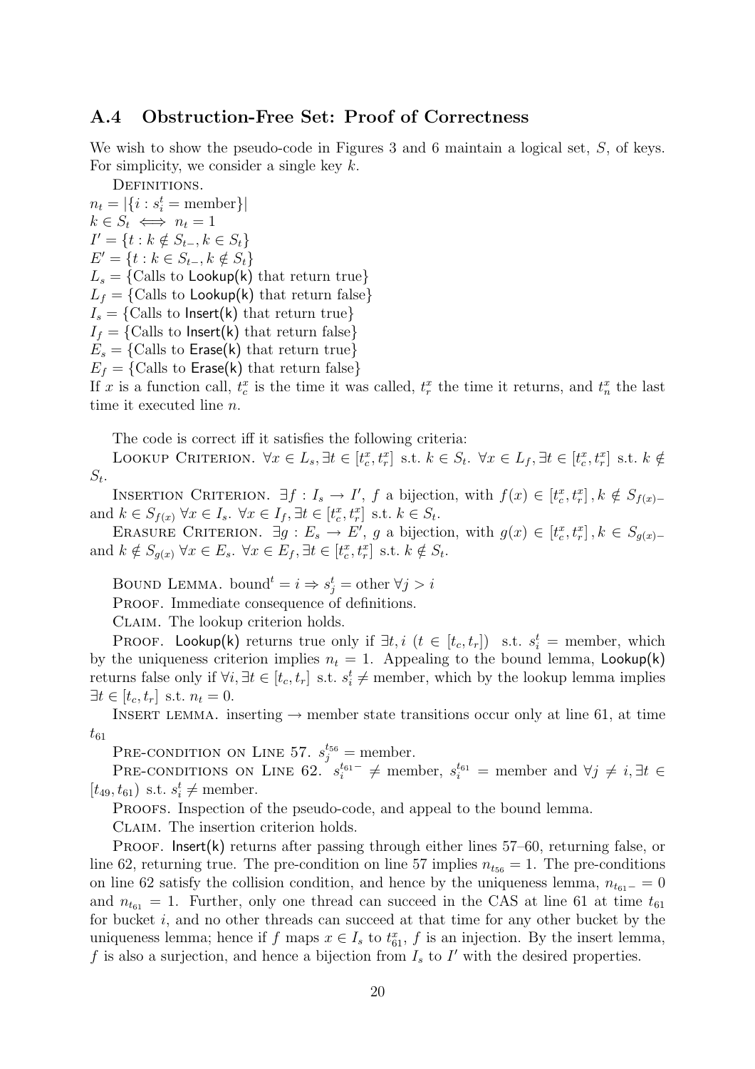## A.4 Obstruction-Free Set: Proof of Correctness

We wish to show the pseudo-code in Figures 3 and 6 maintain a logical set, $S$, of keys. For simplicity, we consider a single key $k$.

DEFINITIONS.

$n_t = |\{i : s_i^t = \text{member}\}|$

$k \in S_t \iff n_t = 1$

$I' = \{t : k \notin S_{t-}, k \in S_t\}$

$E' = \{t : k \in S_{t-}, k \notin S_t\}$

$L_s = \{\text{Calls to Lookup(k) that return true}\}$

$L_f = \{\text{Calls to Lookup(k) that return false}\}$

$I_s = \{\text{Calls to Insert(k) that return true}\}$

$I_f = \{\text{Calls to Insert(k) that return false}\}$

$E_s = \{\text{Calls to Erase(k) that return true}\}$

$E_f = \{\text{Calls to Erase(k) that return false}\}$

If $x$ is a function call, $t_c^x$ is the time it was called, $t_r^x$ the time it returns, and $t_n^x$ the last time it executed line $n$.

The code is correct iff it satisfies the following criteria:

LOOKUP CRITERION. $\forall x \in L_s, \exists t \in [t_c^x, t_r^x]$ s.t. $k \in S_t$. $\forall x \in L_f, \exists t \in [t_c^x, t_r^x]$ s.t. $k \notin S_t$.

INSERTION CRITERION. $\exists f : I_s \to I'$, $f$ a bijection, with $f(x) \in [t_c^x, t_r^x], k \notin S_{f(x)-}$ and $k \in S_{f(x)}$ $\forall x \in I_s$. $\forall x \in I_f, \exists t \in [t_c^x, t_r^x]$ s.t. $k \in S_t$.

ERASURE CRITERION. $\exists g : E_s \to E'$, $g$ a bijection, with $g(x) \in [t_c^x, t_r^x], k \in S_{g(x)-}$ and $k \notin S_{g(x)}$ $\forall x \in E_s$. $\forall x \in E_f, \exists t \in [t_c^x, t_r^x]$ s.t. $k \notin S_t$.

BOUND LEMMA. $\text{bound}^t = i \Rightarrow s_j^t = \text{other } \forall j > i$

PROOF. Immediate consequence of definitions.

CLAIM. The lookup criterion holds.

PROOF. Lookup(k) returns true only if $\exists t, i \ (t \in [t_c, t_r])$ s.t. $s_i^t = \text{member}$, which by the uniqueness criterion implies $n_t = 1$. Appealing to the bound lemma, Lookup(k) returns false only if $\forall i, \exists t \in [t_c, t_r]$ s.t. $s_i^t \neq \text{member}$, which by the lookup lemma implies $\exists t \in [t_c, t_r]$ s.t. $n_t = 0$.

INSERT LEMMA. inserting $\to$ member state transitions occur only at line 61, at time $t_{61}$

PRE-CONDITION ON LINE 57. $s_j^{t_{56}} = \text{member}$.

PRE-CONDITIONS ON LINE 62. $s_i^{t_{61}-} \neq \text{member}$, $s_i^{t_{61}} = \text{member}$ and $\forall j \neq i, \exists t \in [t_{49}, t_{61})$ s.t. $s_i^t \neq \text{member}$.

PROOFS. Inspection of the pseudo-code, and appeal to the bound lemma.

CLAIM. The insertion criterion holds.

PROOF. Insert(k) returns after passing through either lines 57–60, returning false, or line 62, returning true. The pre-condition on line 57 implies $n_{t_{56}} = 1$. The pre-conditions on line 62 satisfy the collision condition, and hence by the uniqueness lemma, $n_{t_{61}-} = 0$ and $n_{t_{61}} = 1$. Further, only one thread can succeed in the CAS at line 61 at time $t_{61}$ for bucket $i$, and no other threads can succeed at that time for any other bucket by the uniqueness lemma; hence if $f$ maps $x \in I_s$ to $t_{61}^x$, $f$ is an injection. By the insert lemma, $f$ is also a surjection, and hence a bijection from $I_s$ to $I'$ with the desired properties.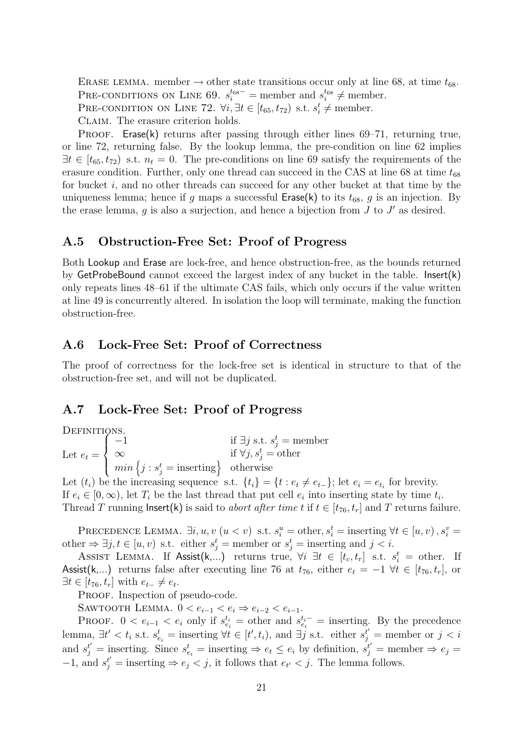ERASE LEMMA. member → other state transitions occur only at line 68, at time $t_{68}$.
PRE-CONDITIONS ON LINE 69. $s_i^{t_{68}-}$ = member and $s_i^{t_{68}} \neq$ member.
PRE-CONDITION ON LINE 72. $\forall i, \exists t \in [t_{65}, t_{72})$ s.t. $s_i^t \neq$ member.
CLAIM. The erasure criterion holds.

PROOF. Erase(k) returns after passing through either lines 69–71, returning true, or line 72, returning false. By the lookup lemma, the pre-condition on line 62 implies $\exists t \in [t_{65}, t_{72})$ s.t. $n_t = 0$. The pre-conditions on line 69 satisfy the requirements of the erasure condition. Further, only one thread can succeed in the CAS at line 68 at time $t_{68}$ for bucket $i$, and no other threads can succeed for any other bucket at that time by the uniqueness lemma; hence if $g$ maps a successful Erase(k) to its $t_{68}$, $g$ is an injection. By the erase lemma, $g$ is also a surjection, and hence a bijection from $J$ to $J'$ as desired.

## A.5 Obstruction-Free Set: Proof of Progress

Both Lookup and Erase are lock-free, and hence obstruction-free, as the bounds returned by GetProbeBound cannot exceed the largest index of any bucket in the table. Insert(k) only repeats lines 48–61 if the ultimate CAS fails, which only occurs if the value written at line 49 is concurrently altered. In isolation the loop will terminate, making the function obstruction-free.

## A.6 Lock-Free Set: Proof of Correctness

The proof of correctness for the lock-free set is identical in structure to that of the obstruction-free set, and will not be duplicated.

## A.7 Lock-Free Set: Proof of Progress

DEFINITIONS.

Let $e_t = \begin{cases} -1 & \text{if } \exists j \text{ s.t. } s_j^t = \text{member} \\ \infty & \text{if } \forall j, s_j^t = \text{other} \\ min\left\{j : s_j^t = \text{inserting}\right\} & \text{otherwise} \end{cases}$

Let $(t_i)$ be the increasing sequence s.t. $\{t_i\} = \{t : e_t \neq e_{t-}\}$; let $e_i = e_{t_i}$ for brevity.
If $e_i \in [0, \infty)$, let $T_i$ be the last thread that put cell $e_i$ into inserting state by time $t_i$.
Thread $T$ running Insert(k) is said to *abort after time t* if $t \in [t_{76}, t_r]$ and $T$ returns failure.

PRECEDENCE LEMMA. $\exists i, u, v \; (u < v)$ s.t. $s_i^u =$ other, $s_i^t =$ inserting $\forall t \in [u, v)$, $s_i^v =$ other $\Rightarrow \exists j, t \in [u, v)$ s.t. either $s_j^t =$ member or $s_j^t =$ inserting and $j < i$.

ASSIST LEMMA. If Assist(k,...) returns true, $\forall i \; \exists t \in [t_c, t_r]$ s.t. $s_i^t =$ other. If Assist(k,...) returns false after executing line 76 at $t_{76}$, either $e_t = -1 \; \forall t \in [t_{76}, t_r]$, or $\exists t \in [t_{76}, t_r]$ with $e_{t-} \neq e_t$.

PROOF. Inspection of pseudo-code.

SAWTOOTH LEMMA. $0 < e_{i-1} < e_i \Rightarrow e_{i-2} < e_{i-1}$.

PROOF. $0 < e_{i-1} < e_i$ only if $s_{e_i}^{t_i} =$ other and $s_{e_i}^{t_i-} =$ inserting. By the precedence lemma, $\exists t' < t_i$ s.t. $s_{e_i}^t =$ inserting $\forall t \in [t', t_i)$, and $\exists j$ s.t. either $s_j^{t'} =$ member or $j < i$ and $s_j^{t'} =$ inserting. Since $s_{e_i}^t =$ inserting $\Rightarrow e_t \leq e_i$ by definition, $s_j^{t'} =$ member $\Rightarrow e_j = -1$, and $s_j^{t'} =$ inserting $\Rightarrow e_j < j$, it follows that $e_{t'} < j$. The lemma follows.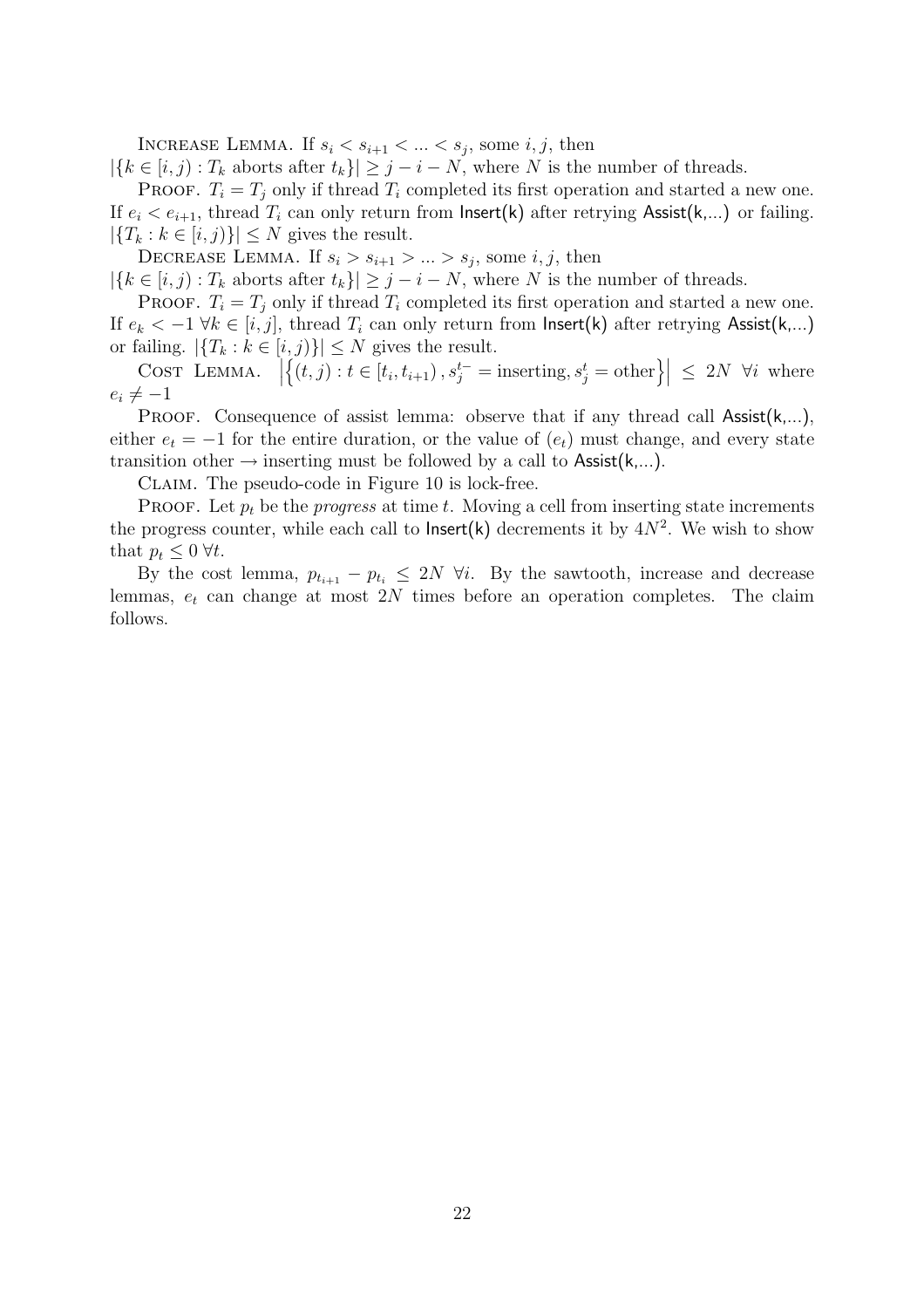Increase Lemma. If $s_i < s_{i+1} < ... < s_j$, some $i, j$, then $|\{k \in [i, j) : T_k \text{ aborts after } t_k\}| \geq j - i - N$, where $N$ is the number of threads.

Proof. $T_i = T_j$ only if thread $T_i$ completed its first operation and started a new one. If $e_i < e_{i+1}$, thread $T_i$ can only return from Insert(k) after retrying Assist(k,...) or failing. $|\{T_k : k \in [i, j)\}| \leq N$ gives the result.

Decrease Lemma. If $s_i > s_{i+1} > ... > s_j$, some $i, j$, then $|\{k \in [i, j) : T_k \text{ aborts after } t_k\}| \geq j - i - N$, where $N$ is the number of threads.

Proof. $T_i = T_j$ only if thread $T_i$ completed its first operation and started a new one. If $e_k < -1 \; \forall k \in [i, j]$, thread $T_i$ can only return from Insert(k) after retrying Assist(k,...) or failing. $|\{T_k : k \in [i, j)\}| \leq N$ gives the result.

Cost Lemma. $\left|\left\{(t, j) : t \in [t_i, t_{i+1}), s_j^{t-} = \text{inserting}, s_j^t = \text{other}\right\}\right| \leq 2N \;\; \forall i$ where $e_i \neq -1$

Proof. Consequence of assist lemma: observe that if any thread call Assist(k,...), either $e_t = -1$ for the entire duration, or the value of $(e_t)$ must change, and every state transition other $\rightarrow$ inserting must be followed by a call to Assist(k,...).

Claim. The pseudo-code in Figure 10 is lock-free.

Proof. Let $p_t$ be the *progress* at time $t$. Moving a cell from inserting state increments the progress counter, while each call to Insert(k) decrements it by $4N^2$. We wish to show that $p_t \leq 0 \; \forall t$.

By the cost lemma, $p_{t_{i+1}} - p_{t_i} \leq 2N \; \forall i$. By the sawtooth, increase and decrease lemmas, $e_t$ can change at most $2N$ times before an operation completes. The claim follows.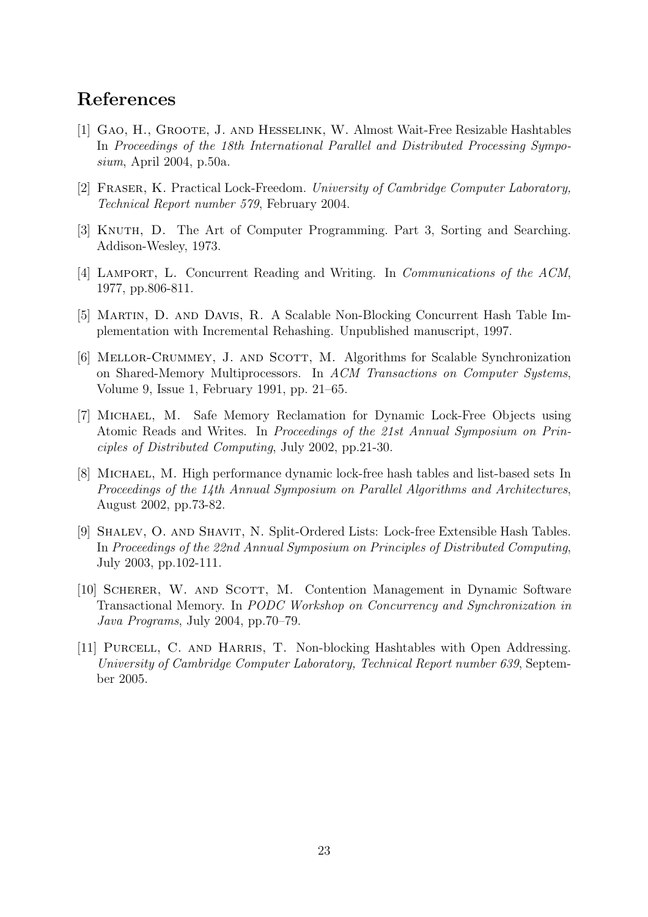## References

[1] Gao, H., Groote, J. and Hesselink, W. Almost Wait-Free Resizable Hashtables In *Proceedings of the 18th International Parallel and Distributed Processing Symposium*, April 2004, p.50a.

[2] Fraser, K. Practical Lock-Freedom. *University of Cambridge Computer Laboratory, Technical Report number 579*, February 2004.

[3] Knuth, D. The Art of Computer Programming. Part 3, Sorting and Searching. Addison-Wesley, 1973.

[4] Lamport, L. Concurrent Reading and Writing. In *Communications of the ACM*, 1977, pp.806-811.

[5] Martin, D. and Davis, R. A Scalable Non-Blocking Concurrent Hash Table Implementation with Incremental Rehashing. Unpublished manuscript, 1997.

[6] Mellor-Crummey, J. and Scott, M. Algorithms for Scalable Synchronization on Shared-Memory Multiprocessors. In *ACM Transactions on Computer Systems*, Volume 9, Issue 1, February 1991, pp. 21–65.

[7] Michael, M. Safe Memory Reclamation for Dynamic Lock-Free Objects using Atomic Reads and Writes. In *Proceedings of the 21st Annual Symposium on Principles of Distributed Computing*, July 2002, pp.21-30.

[8] Michael, M. High performance dynamic lock-free hash tables and list-based sets In *Proceedings of the 14th Annual Symposium on Parallel Algorithms and Architectures*, August 2002, pp.73-82.

[9] Shalev, O. and Shavit, N. Split-Ordered Lists: Lock-free Extensible Hash Tables. In *Proceedings of the 22nd Annual Symposium on Principles of Distributed Computing*, July 2003, pp.102-111.

[10] Scherer, W. and Scott, M. Contention Management in Dynamic Software Transactional Memory. In *PODC Workshop on Concurrency and Synchronization in Java Programs*, July 2004, pp.70–79.

[11] Purcell, C. and Harris, T. Non-blocking Hashtables with Open Addressing. *University of Cambridge Computer Laboratory, Technical Report number 639*, September 2005.